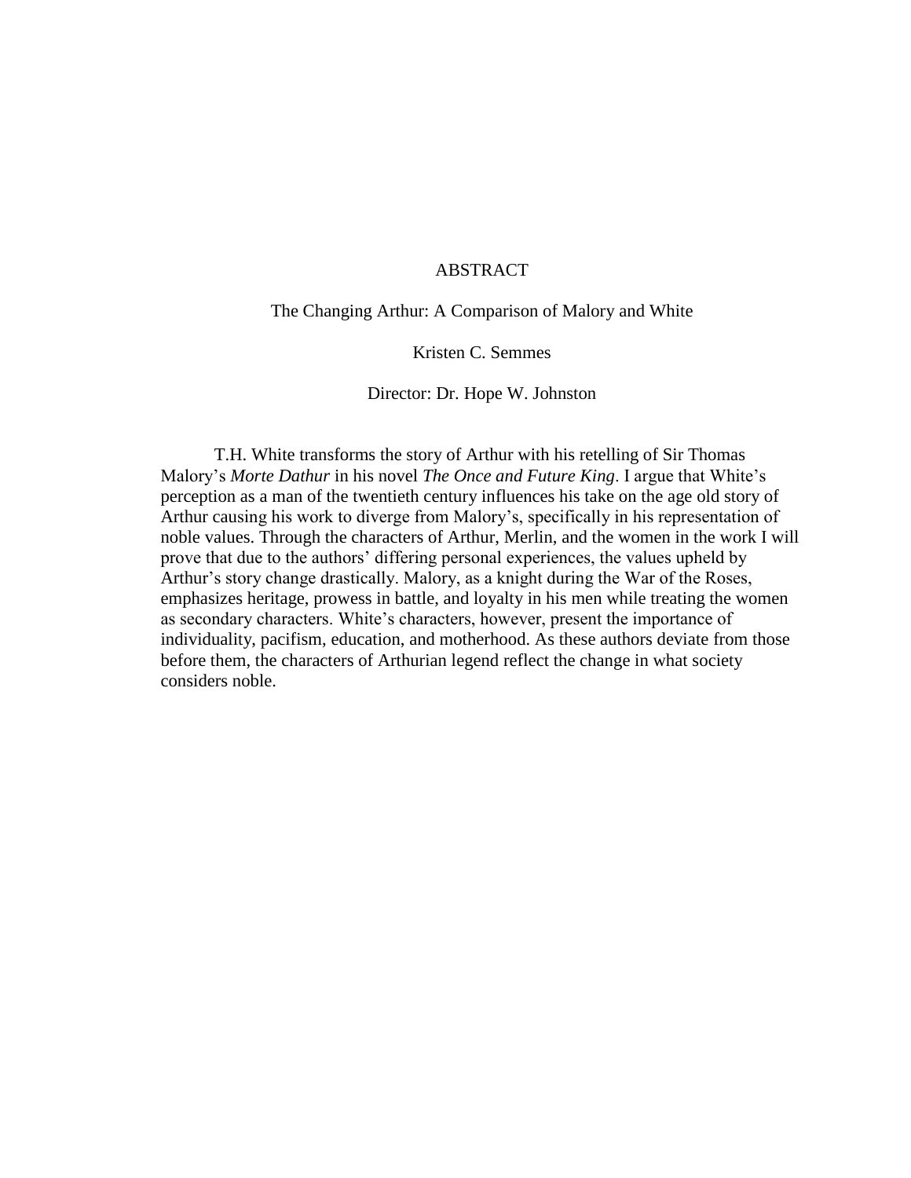# ABSTRACT

The Changing Arthur: A Comparison of Malory and White

Kristen C. Semmes

Director: Dr. Hope W. Johnston

T.H. White transforms the story of Arthur with his retelling of Sir Thomas Malory's *Morte Dathur* in his novel *The Once and Future King*. I argue that White's perception as a man of the twentieth century influences his take on the age old story of Arthur causing his work to diverge from Malory's, specifically in his representation of noble values. Through the characters of Arthur, Merlin, and the women in the work I will prove that due to the authors' differing personal experiences, the values upheld by Arthur's story change drastically. Malory, as a knight during the War of the Roses, emphasizes heritage, prowess in battle, and loyalty in his men while treating the women as secondary characters. White's characters, however, present the importance of individuality, pacifism, education, and motherhood. As these authors deviate from those before them, the characters of Arthurian legend reflect the change in what society considers noble.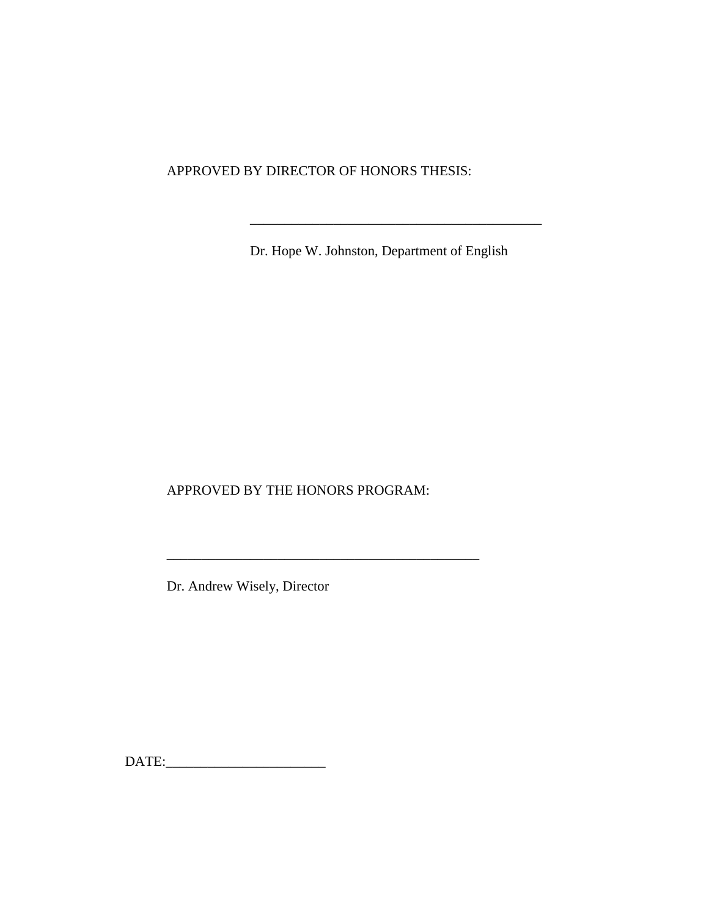APPROVED BY DIRECTOR OF HONORS THESIS:

\_\_\_\_\_\_\_\_\_\_\_\_\_\_\_\_\_\_\_\_\_\_\_\_\_\_\_\_\_\_\_\_\_\_\_\_\_\_\_\_\_\_\_

Dr. Hope W. Johnston, Department of English

APPROVED BY THE HONORS PROGRAM:

\_\_\_\_\_\_\_\_\_\_\_\_\_\_\_\_\_\_\_\_\_\_\_\_\_\_\_\_\_\_\_\_\_\_\_\_\_\_\_\_\_\_\_\_\_\_

Dr. Andrew Wisely, Director

DATE:\_\_\_\_\_\_\_\_\_\_\_\_\_\_\_\_\_\_\_\_\_\_\_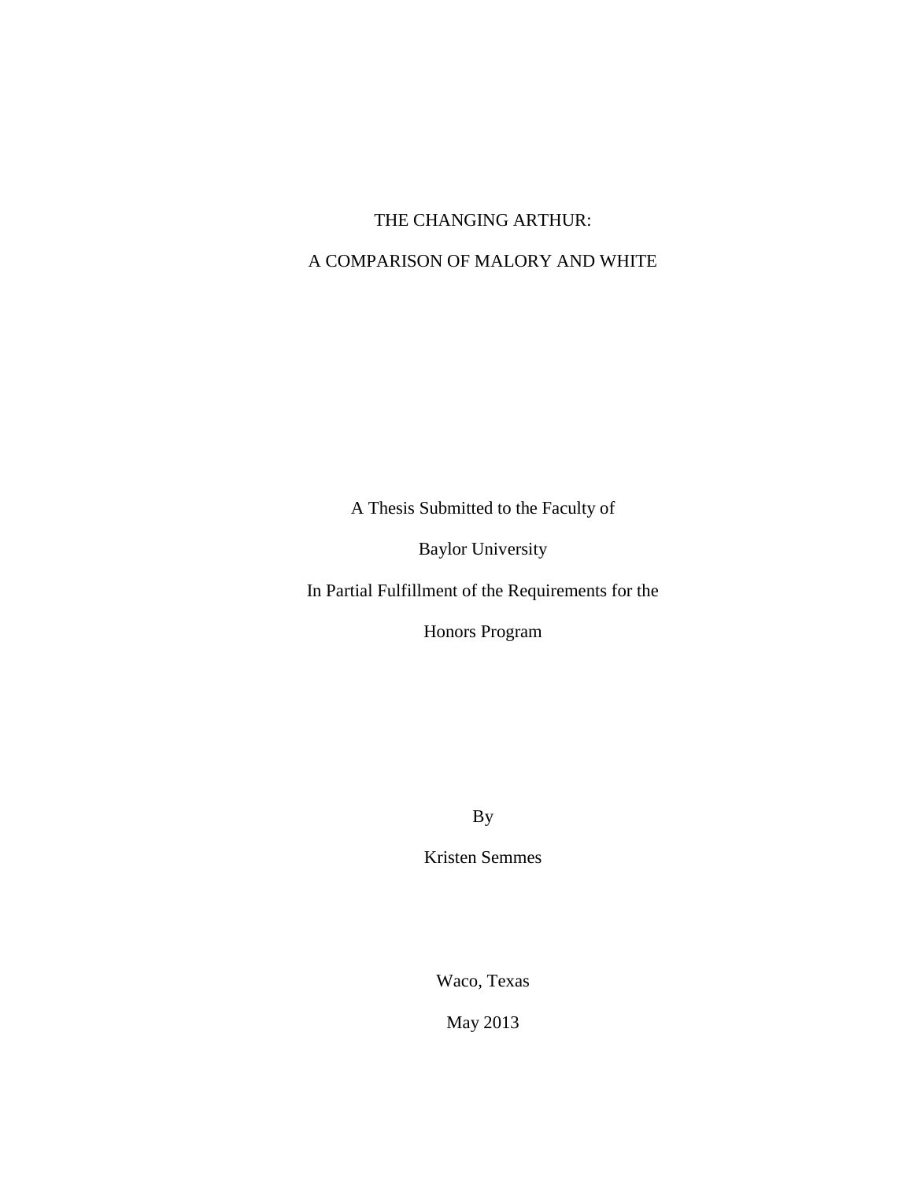# THE CHANGING ARTHUR:

# A COMPARISON OF MALORY AND WHITE

A Thesis Submitted to the Faculty of

Baylor University

In Partial Fulfillment of the Requirements for the

Honors Program

By

Kristen Semmes

Waco, Texas

May 2013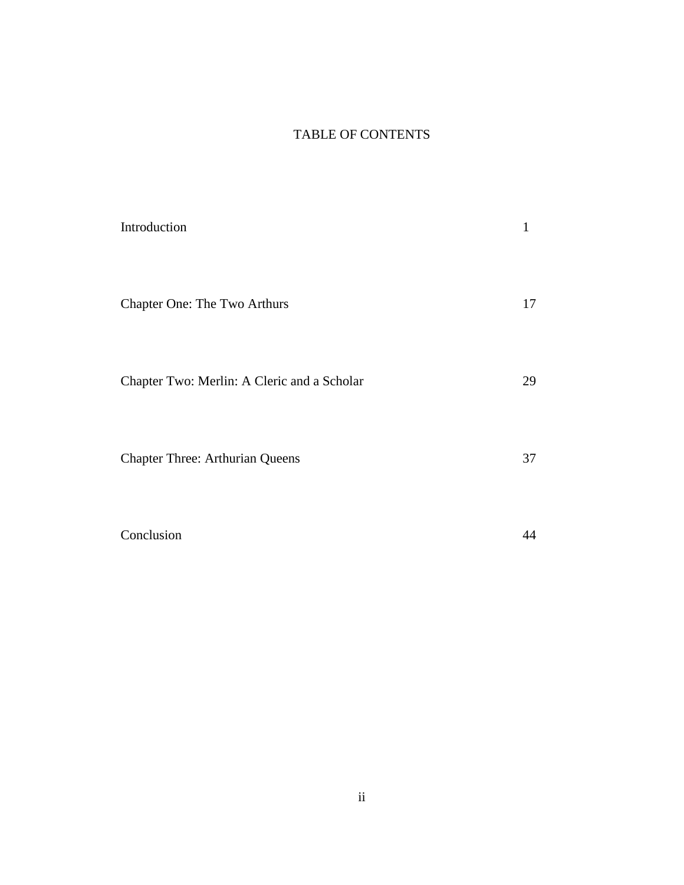# TABLE OF CONTENTS

| | |
|---|---|
| Introduction | 1 |
| Chapter One: The Two Arthurs | 17 |
| Chapter Two: Merlin: A Cleric and a Scholar | 29 |
| Chapter Three: Arthurian Queens | 37 |
| Conclusion | 44 |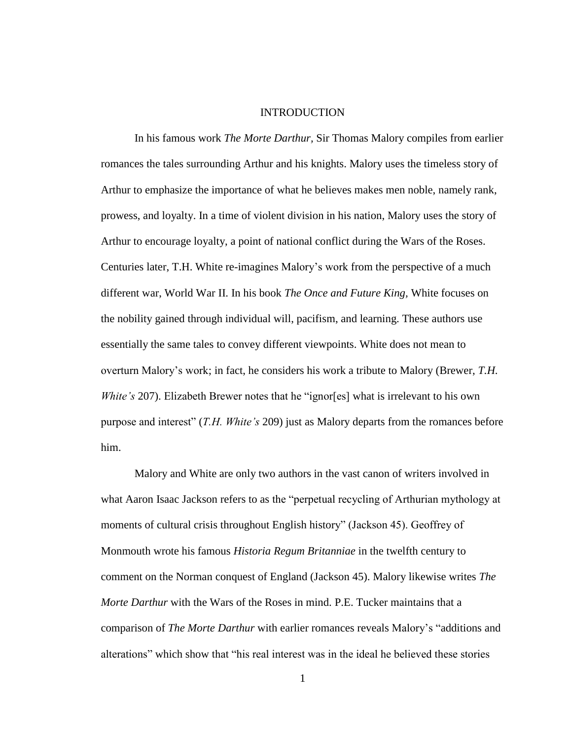# INTRODUCTION

In his famous work *The Morte Darthur*, Sir Thomas Malory compiles from earlier romances the tales surrounding Arthur and his knights. Malory uses the timeless story of Arthur to emphasize the importance of what he believes makes men noble, namely rank, prowess, and loyalty. In a time of violent division in his nation, Malory uses the story of Arthur to encourage loyalty, a point of national conflict during the Wars of the Roses. Centuries later, T.H. White re-imagines Malory's work from the perspective of a much different war, World War II. In his book *The Once and Future King*, White focuses on the nobility gained through individual will, pacifism, and learning. These authors use essentially the same tales to convey different viewpoints. White does not mean to overturn Malory's work; in fact, he considers his work a tribute to Malory (Brewer, *T.H. White's* 207). Elizabeth Brewer notes that he "ignor[es] what is irrelevant to his own purpose and interest" (*T.H. White's* 209) just as Malory departs from the romances before him.

Malory and White are only two authors in the vast canon of writers involved in what Aaron Isaac Jackson refers to as the "perpetual recycling of Arthurian mythology at moments of cultural crisis throughout English history" (Jackson 45). Geoffrey of Monmouth wrote his famous *Historia Regum Britanniae* in the twelfth century to comment on the Norman conquest of England (Jackson 45). Malory likewise writes *The Morte Darthur* with the Wars of the Roses in mind. P.E. Tucker maintains that a comparison of *The Morte Darthur* with earlier romances reveals Malory's "additions and alterations" which show that "his real interest was in the ideal he believed these stories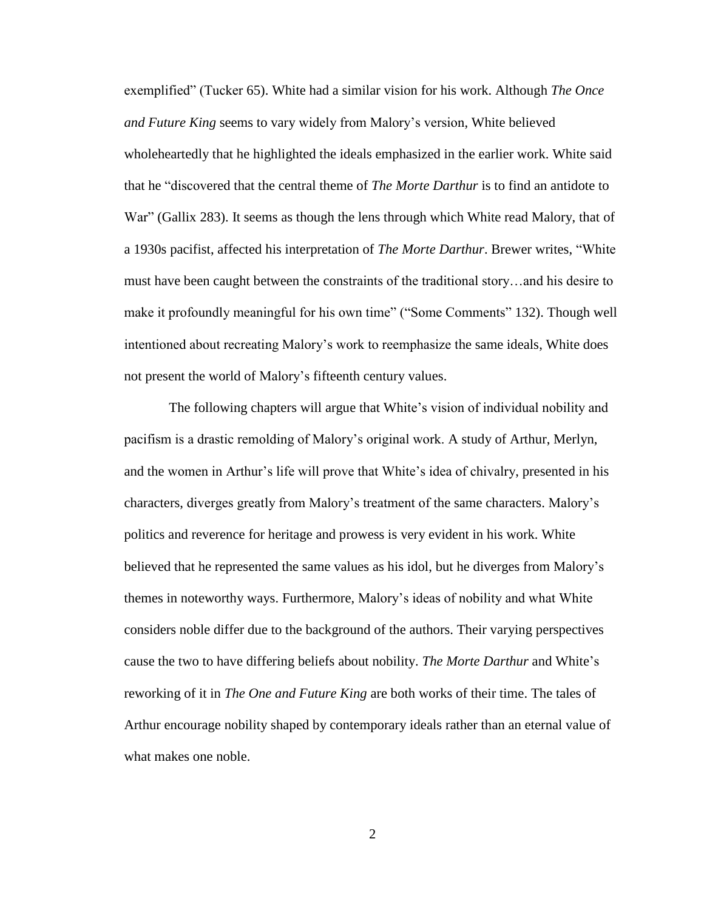exemplified" (Tucker 65). White had a similar vision for his work. Although *The Once and Future King* seems to vary widely from Malory's version, White believed wholeheartedly that he highlighted the ideals emphasized in the earlier work. White said that he "discovered that the central theme of *The Morte Darthur* is to find an antidote to War" (Gallix 283). It seems as though the lens through which White read Malory, that of a 1930s pacifist, affected his interpretation of *The Morte Darthur*. Brewer writes, "White must have been caught between the constraints of the traditional story…and his desire to make it profoundly meaningful for his own time" ("Some Comments" 132). Though well intentioned about recreating Malory's work to reemphasize the same ideals, White does not present the world of Malory's fifteenth century values.

The following chapters will argue that White's vision of individual nobility and pacifism is a drastic remolding of Malory's original work. A study of Arthur, Merlyn, and the women in Arthur's life will prove that White's idea of chivalry, presented in his characters, diverges greatly from Malory's treatment of the same characters. Malory's politics and reverence for heritage and prowess is very evident in his work. White believed that he represented the same values as his idol, but he diverges from Malory's themes in noteworthy ways. Furthermore, Malory's ideas of nobility and what White considers noble differ due to the background of the authors. Their varying perspectives cause the two to have differing beliefs about nobility. *The Morte Darthur* and White's reworking of it in *The One and Future King* are both works of their time. The tales of Arthur encourage nobility shaped by contemporary ideals rather than an eternal value of what makes one noble.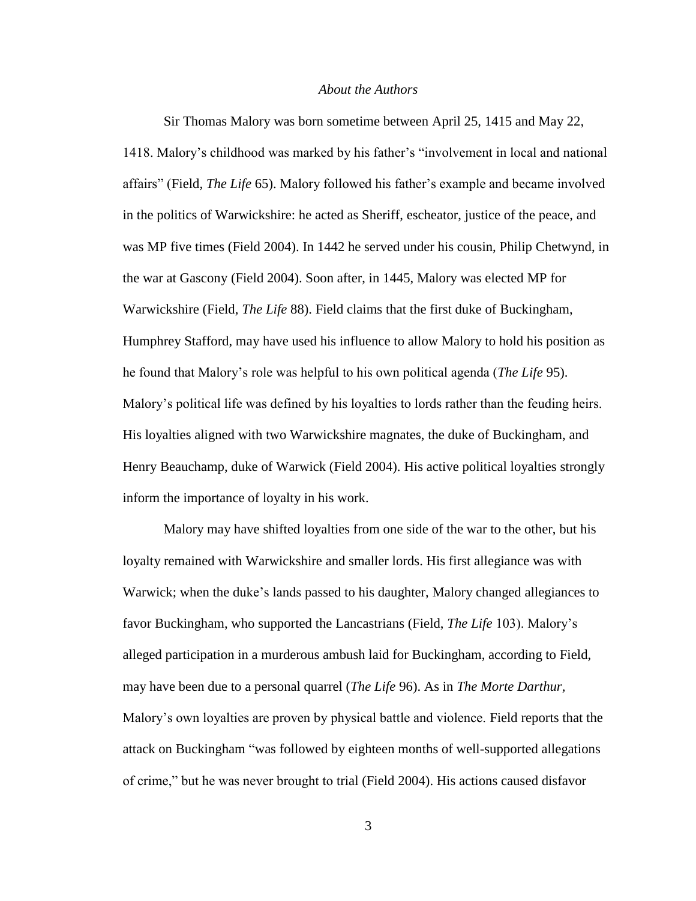*About the Authors*

Sir Thomas Malory was born sometime between April 25, 1415 and May 22, 1418. Malory's childhood was marked by his father's "involvement in local and national affairs" (Field, *The Life* 65). Malory followed his father's example and became involved in the politics of Warwickshire: he acted as Sheriff, escheator, justice of the peace, and was MP five times (Field 2004). In 1442 he served under his cousin, Philip Chetwynd, in the war at Gascony (Field 2004). Soon after, in 1445, Malory was elected MP for Warwickshire (Field, *The Life* 88). Field claims that the first duke of Buckingham, Humphrey Stafford, may have used his influence to allow Malory to hold his position as he found that Malory's role was helpful to his own political agenda (*The Life* 95). Malory's political life was defined by his loyalties to lords rather than the feuding heirs. His loyalties aligned with two Warwickshire magnates, the duke of Buckingham, and Henry Beauchamp, duke of Warwick (Field 2004). His active political loyalties strongly inform the importance of loyalty in his work.

Malory may have shifted loyalties from one side of the war to the other, but his loyalty remained with Warwickshire and smaller lords. His first allegiance was with Warwick; when the duke's lands passed to his daughter, Malory changed allegiances to favor Buckingham, who supported the Lancastrians (Field, *The Life* 103). Malory's alleged participation in a murderous ambush laid for Buckingham, according to Field, may have been due to a personal quarrel (*The Life* 96). As in *The Morte Darthur*, Malory's own loyalties are proven by physical battle and violence. Field reports that the attack on Buckingham "was followed by eighteen months of well-supported allegations of crime," but he was never brought to trial (Field 2004). His actions caused disfavor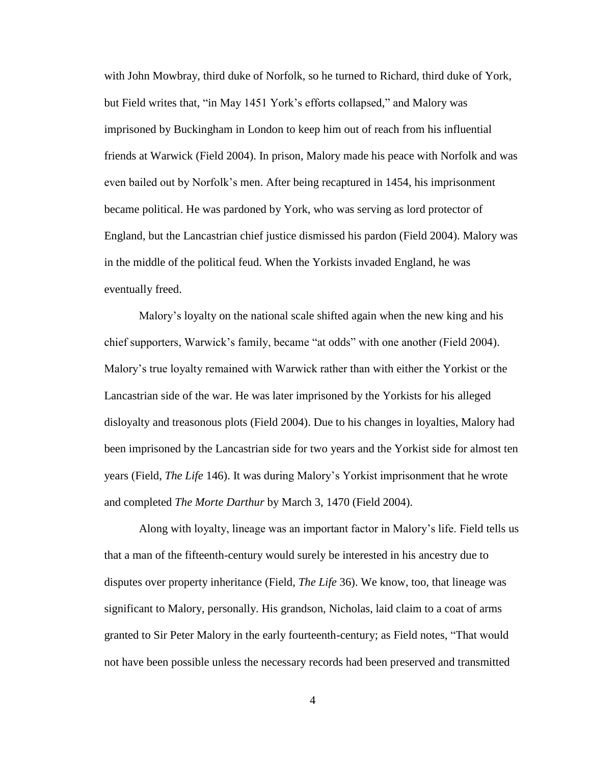with John Mowbray, third duke of Norfolk, so he turned to Richard, third duke of York, but Field writes that, "in May 1451 York's efforts collapsed," and Malory was imprisoned by Buckingham in London to keep him out of reach from his influential friends at Warwick (Field 2004). In prison, Malory made his peace with Norfolk and was even bailed out by Norfolk's men. After being recaptured in 1454, his imprisonment became political. He was pardoned by York, who was serving as lord protector of England, but the Lancastrian chief justice dismissed his pardon (Field 2004). Malory was in the middle of the political feud. When the Yorkists invaded England, he was eventually freed.

Malory's loyalty on the national scale shifted again when the new king and his chief supporters, Warwick's family, became "at odds" with one another (Field 2004). Malory's true loyalty remained with Warwick rather than with either the Yorkist or the Lancastrian side of the war. He was later imprisoned by the Yorkists for his alleged disloyalty and treasonous plots (Field 2004). Due to his changes in loyalties, Malory had been imprisoned by the Lancastrian side for two years and the Yorkist side for almost ten years (Field, *The Life* 146). It was during Malory's Yorkist imprisonment that he wrote and completed *The Morte Darthur* by March 3, 1470 (Field 2004).

Along with loyalty, lineage was an important factor in Malory's life. Field tells us that a man of the fifteenth-century would surely be interested in his ancestry due to disputes over property inheritance (Field, *The Life* 36). We know, too, that lineage was significant to Malory, personally. His grandson, Nicholas, laid claim to a coat of arms granted to Sir Peter Malory in the early fourteenth-century; as Field notes, "That would not have been possible unless the necessary records had been preserved and transmitted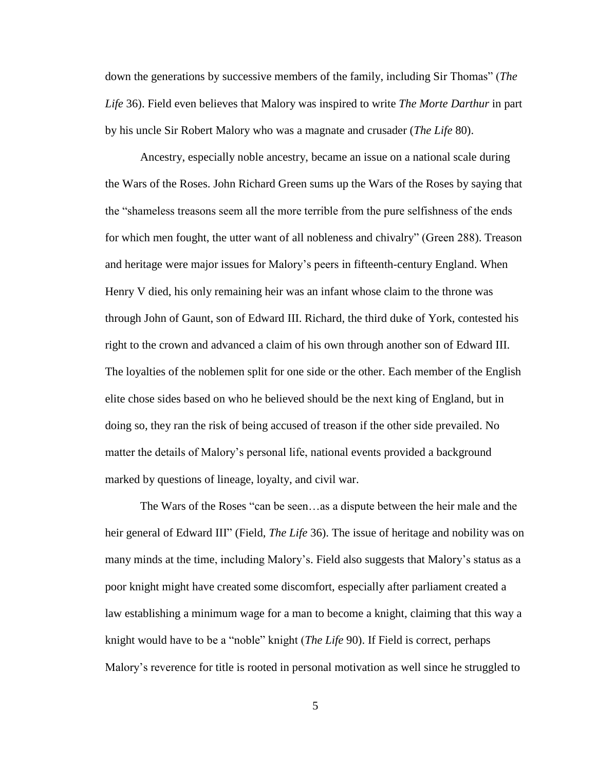down the generations by successive members of the family, including Sir Thomas" (*The Life* 36). Field even believes that Malory was inspired to write *The Morte Darthur* in part by his uncle Sir Robert Malory who was a magnate and crusader (*The Life* 80).

Ancestry, especially noble ancestry, became an issue on a national scale during the Wars of the Roses. John Richard Green sums up the Wars of the Roses by saying that the "shameless treasons seem all the more terrible from the pure selfishness of the ends for which men fought, the utter want of all nobleness and chivalry" (Green 288). Treason and heritage were major issues for Malory's peers in fifteenth-century England. When Henry V died, his only remaining heir was an infant whose claim to the throne was through John of Gaunt, son of Edward III. Richard, the third duke of York, contested his right to the crown and advanced a claim of his own through another son of Edward III. The loyalties of the noblemen split for one side or the other. Each member of the English elite chose sides based on who he believed should be the next king of England, but in doing so, they ran the risk of being accused of treason if the other side prevailed. No matter the details of Malory's personal life, national events provided a background marked by questions of lineage, loyalty, and civil war.

The Wars of the Roses "can be seen…as a dispute between the heir male and the heir general of Edward III" (Field, *The Life* 36). The issue of heritage and nobility was on many minds at the time, including Malory's. Field also suggests that Malory's status as a poor knight might have created some discomfort, especially after parliament created a law establishing a minimum wage for a man to become a knight, claiming that this way a knight would have to be a "noble" knight (*The Life* 90). If Field is correct, perhaps Malory's reverence for title is rooted in personal motivation as well since he struggled to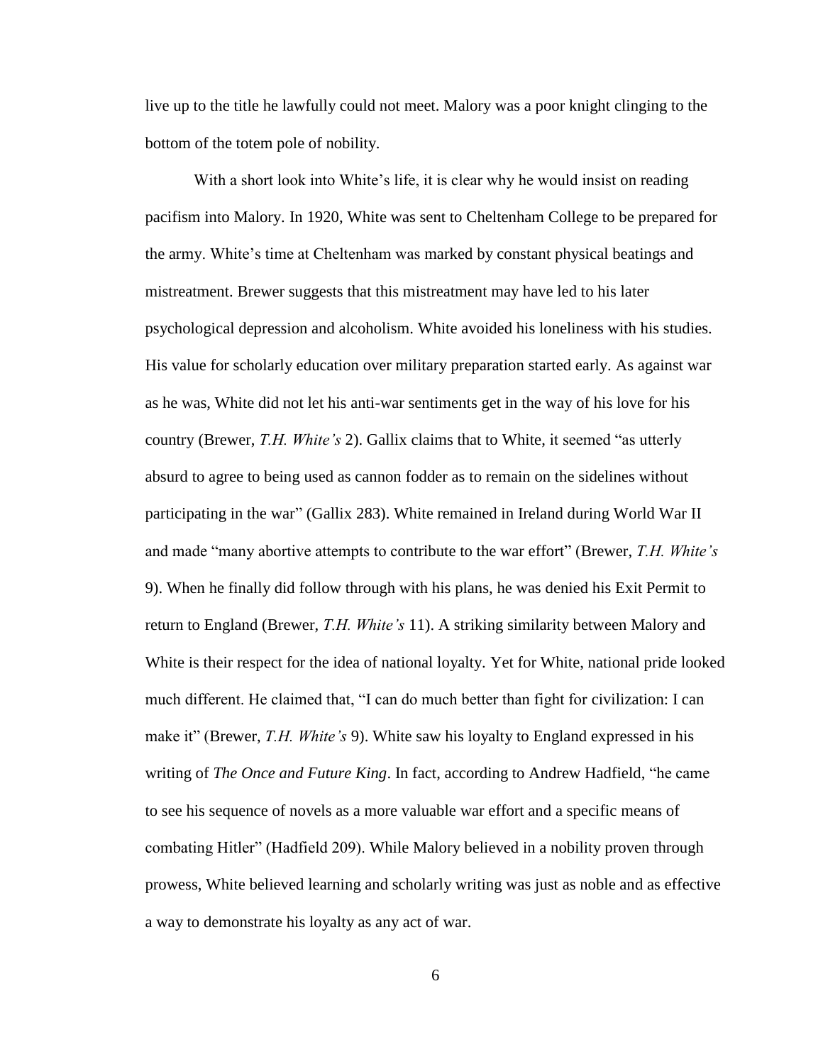live up to the title he lawfully could not meet. Malory was a poor knight clinging to the bottom of the totem pole of nobility.

With a short look into White's life, it is clear why he would insist on reading pacifism into Malory. In 1920, White was sent to Cheltenham College to be prepared for the army. White's time at Cheltenham was marked by constant physical beatings and mistreatment. Brewer suggests that this mistreatment may have led to his later psychological depression and alcoholism. White avoided his loneliness with his studies. His value for scholarly education over military preparation started early. As against war as he was, White did not let his anti-war sentiments get in the way of his love for his country (Brewer, *T.H. White's* 2). Gallix claims that to White, it seemed "as utterly absurd to agree to being used as cannon fodder as to remain on the sidelines without participating in the war" (Gallix 283). White remained in Ireland during World War II and made "many abortive attempts to contribute to the war effort" (Brewer, *T.H. White's* 9). When he finally did follow through with his plans, he was denied his Exit Permit to return to England (Brewer, *T.H. White's* 11). A striking similarity between Malory and White is their respect for the idea of national loyalty. Yet for White, national pride looked much different. He claimed that, "I can do much better than fight for civilization: I can make it" (Brewer, *T.H. White's* 9). White saw his loyalty to England expressed in his writing of *The Once and Future King*. In fact, according to Andrew Hadfield, "he came to see his sequence of novels as a more valuable war effort and a specific means of combating Hitler" (Hadfield 209). While Malory believed in a nobility proven through prowess, White believed learning and scholarly writing was just as noble and as effective a way to demonstrate his loyalty as any act of war.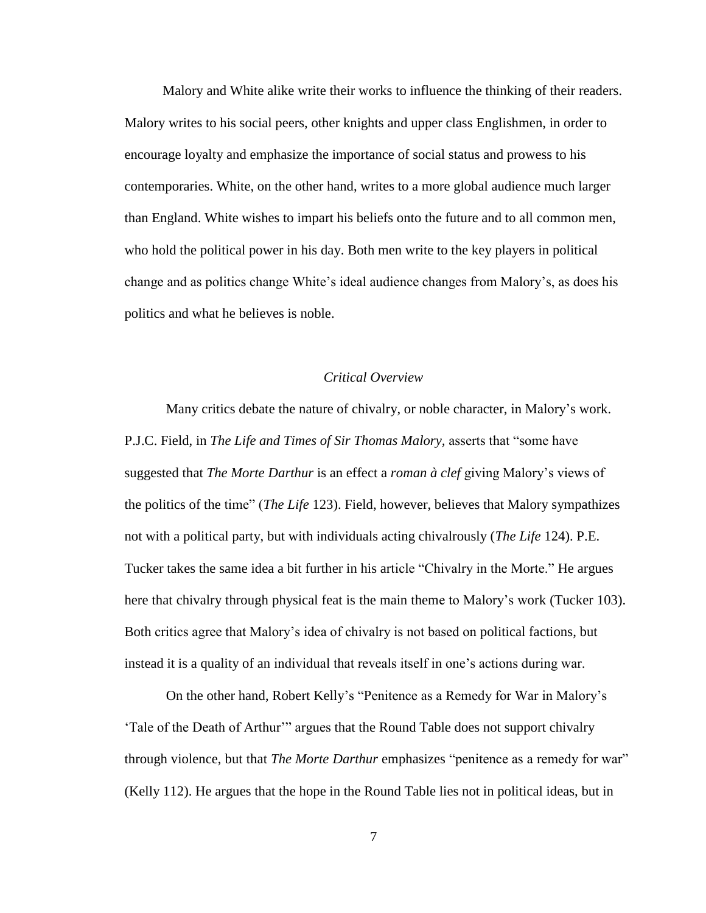Malory and White alike write their works to influence the thinking of their readers. Malory writes to his social peers, other knights and upper class Englishmen, in order to encourage loyalty and emphasize the importance of social status and prowess to his contemporaries. White, on the other hand, writes to a more global audience much larger than England. White wishes to impart his beliefs onto the future and to all common men, who hold the political power in his day. Both men write to the key players in political change and as politics change White's ideal audience changes from Malory's, as does his politics and what he believes is noble.

## *Critical Overview*

Many critics debate the nature of chivalry, or noble character, in Malory's work. P.J.C. Field, in *The Life and Times of Sir Thomas Malory,* asserts that "some have suggested that *The Morte Darthur* is an effect a *roman à clef* giving Malory's views of the politics of the time" (*The Life* 123). Field, however, believes that Malory sympathizes not with a political party, but with individuals acting chivalrously (*The Life* 124). P.E. Tucker takes the same idea a bit further in his article "Chivalry in the Morte." He argues here that chivalry through physical feat is the main theme to Malory's work (Tucker 103). Both critics agree that Malory's idea of chivalry is not based on political factions, but instead it is a quality of an individual that reveals itself in one's actions during war.

On the other hand, Robert Kelly's "Penitence as a Remedy for War in Malory's 'Tale of the Death of Arthur'" argues that the Round Table does not support chivalry through violence, but that *The Morte Darthur* emphasizes "penitence as a remedy for war" (Kelly 112). He argues that the hope in the Round Table lies not in political ideas, but in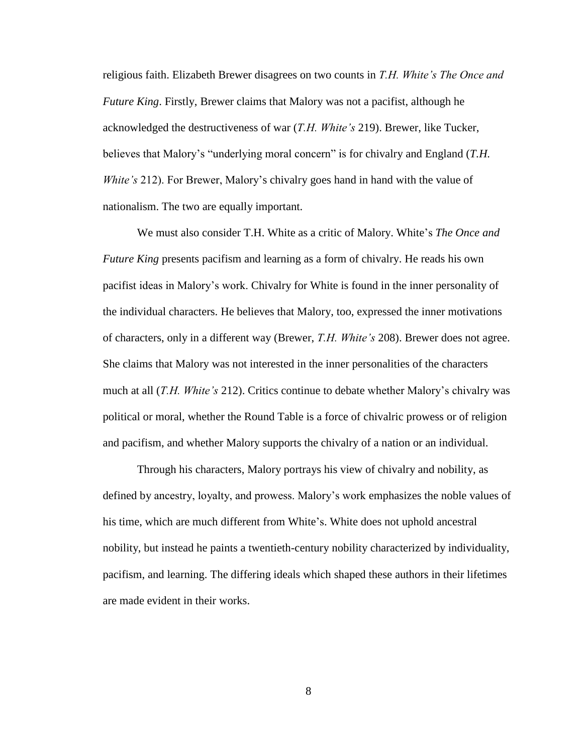religious faith. Elizabeth Brewer disagrees on two counts in *T.H. White's The Once and Future King*. Firstly, Brewer claims that Malory was not a pacifist, although he acknowledged the destructiveness of war (*T.H. White's* 219). Brewer, like Tucker, believes that Malory's "underlying moral concern" is for chivalry and England (*T.H. White's* 212). For Brewer, Malory's chivalry goes hand in hand with the value of nationalism. The two are equally important.

We must also consider T.H. White as a critic of Malory. White's *The Once and Future King* presents pacifism and learning as a form of chivalry. He reads his own pacifist ideas in Malory's work. Chivalry for White is found in the inner personality of the individual characters. He believes that Malory, too, expressed the inner motivations of characters, only in a different way (Brewer, *T.H. White's* 208). Brewer does not agree. She claims that Malory was not interested in the inner personalities of the characters much at all (*T.H. White's* 212). Critics continue to debate whether Malory's chivalry was political or moral, whether the Round Table is a force of chivalric prowess or of religion and pacifism, and whether Malory supports the chivalry of a nation or an individual.

Through his characters, Malory portrays his view of chivalry and nobility, as defined by ancestry, loyalty, and prowess. Malory's work emphasizes the noble values of his time, which are much different from White's. White does not uphold ancestral nobility, but instead he paints a twentieth-century nobility characterized by individuality, pacifism, and learning. The differing ideals which shaped these authors in their lifetimes are made evident in their works.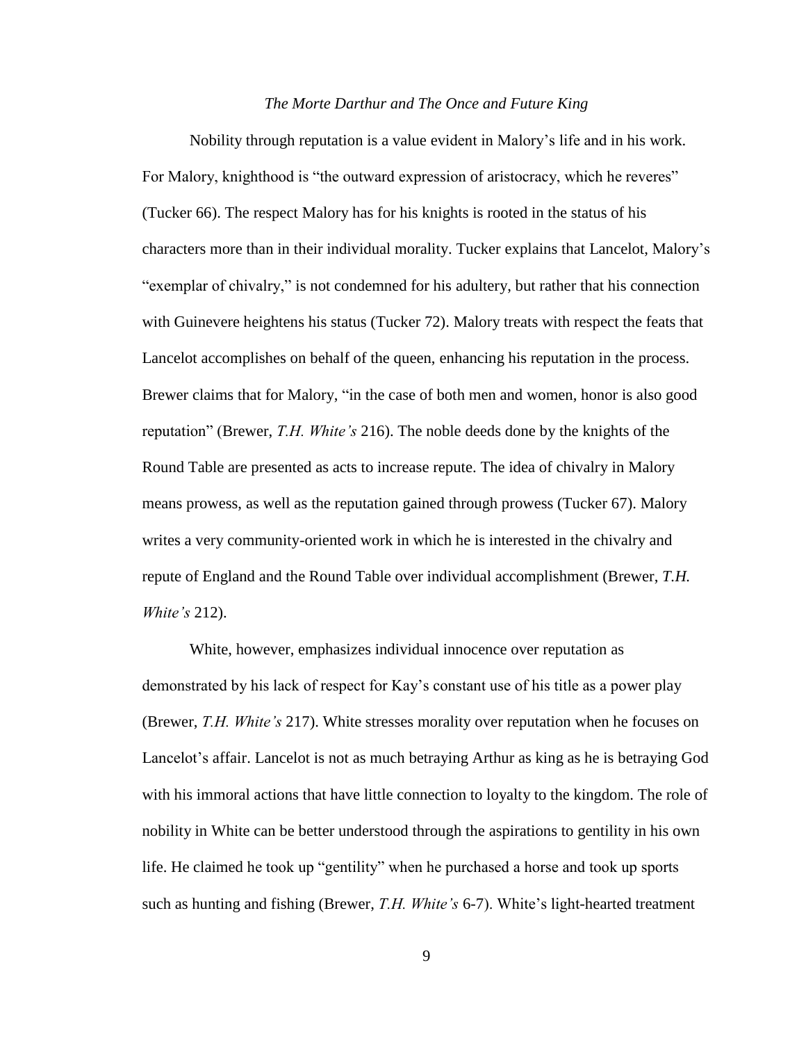### *The Morte Darthur and The Once and Future King*

Nobility through reputation is a value evident in Malory's life and in his work. For Malory, knighthood is "the outward expression of aristocracy, which he reveres" (Tucker 66). The respect Malory has for his knights is rooted in the status of his characters more than in their individual morality. Tucker explains that Lancelot, Malory's "exemplar of chivalry," is not condemned for his adultery, but rather that his connection with Guinevere heightens his status (Tucker 72). Malory treats with respect the feats that Lancelot accomplishes on behalf of the queen, enhancing his reputation in the process. Brewer claims that for Malory, "in the case of both men and women, honor is also good reputation" (Brewer, *T.H. White's* 216). The noble deeds done by the knights of the Round Table are presented as acts to increase repute. The idea of chivalry in Malory means prowess, as well as the reputation gained through prowess (Tucker 67). Malory writes a very community-oriented work in which he is interested in the chivalry and repute of England and the Round Table over individual accomplishment (Brewer, *T.H. White's* 212).

White, however, emphasizes individual innocence over reputation as demonstrated by his lack of respect for Kay's constant use of his title as a power play (Brewer, *T.H. White's* 217). White stresses morality over reputation when he focuses on Lancelot's affair. Lancelot is not as much betraying Arthur as king as he is betraying God with his immoral actions that have little connection to loyalty to the kingdom. The role of nobility in White can be better understood through the aspirations to gentility in his own life. He claimed he took up "gentility" when he purchased a horse and took up sports such as hunting and fishing (Brewer, *T.H. White's* 6-7). White's light-hearted treatment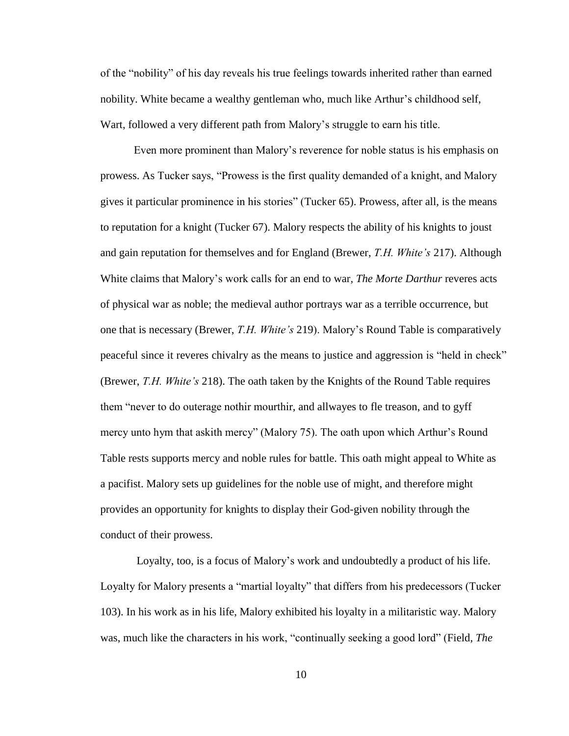of the "nobility" of his day reveals his true feelings towards inherited rather than earned nobility. White became a wealthy gentleman who, much like Arthur's childhood self, Wart, followed a very different path from Malory's struggle to earn his title.

Even more prominent than Malory's reverence for noble status is his emphasis on prowess. As Tucker says, "Prowess is the first quality demanded of a knight, and Malory gives it particular prominence in his stories" (Tucker 65). Prowess, after all, is the means to reputation for a knight (Tucker 67). Malory respects the ability of his knights to joust and gain reputation for themselves and for England (Brewer, *T.H. White's* 217). Although White claims that Malory's work calls for an end to war, *The Morte Darthur* reveres acts of physical war as noble; the medieval author portrays war as a terrible occurrence, but one that is necessary (Brewer, *T.H. White's* 219). Malory's Round Table is comparatively peaceful since it reveres chivalry as the means to justice and aggression is "held in check" (Brewer, *T.H. White's* 218). The oath taken by the Knights of the Round Table requires them "never to do outerage nothir mourthir, and allwayes to fle treason, and to gyff mercy unto hym that askith mercy" (Malory 75). The oath upon which Arthur's Round Table rests supports mercy and noble rules for battle. This oath might appeal to White as a pacifist. Malory sets up guidelines for the noble use of might, and therefore might provides an opportunity for knights to display their God-given nobility through the conduct of their prowess.

Loyalty, too, is a focus of Malory's work and undoubtedly a product of his life. Loyalty for Malory presents a "martial loyalty" that differs from his predecessors (Tucker 103). In his work as in his life, Malory exhibited his loyalty in a militaristic way. Malory was, much like the characters in his work, "continually seeking a good lord" (Field, *The*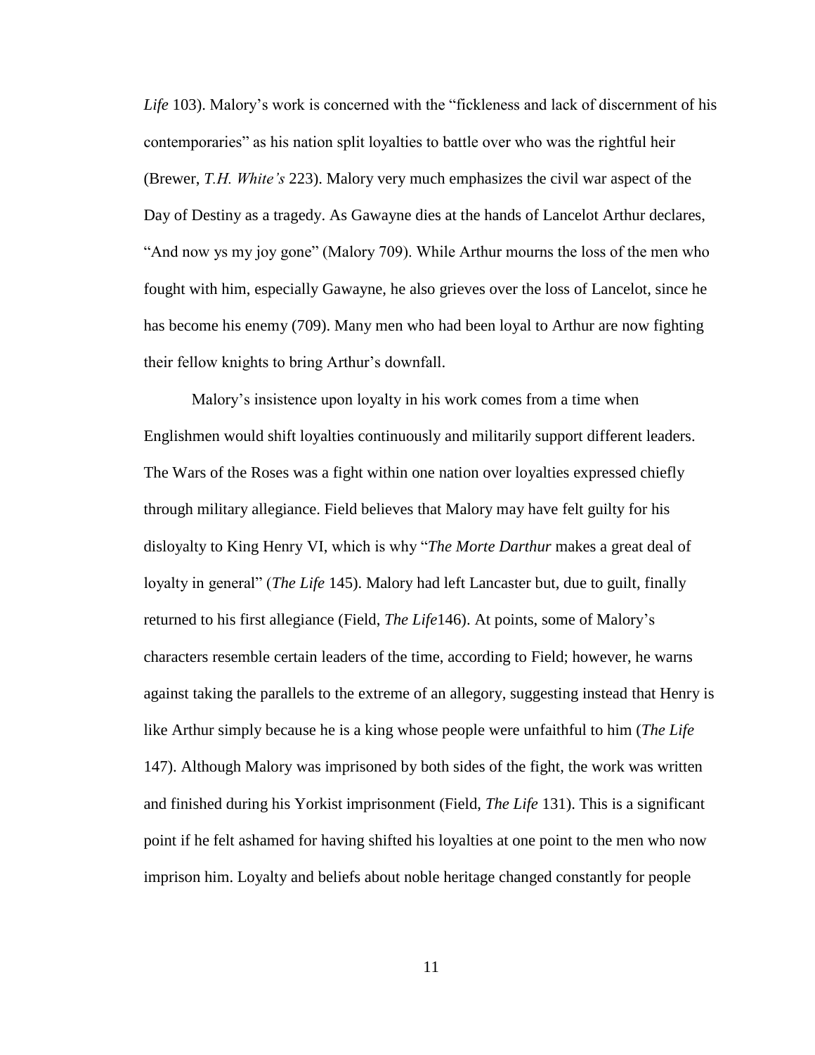*Life* 103). Malory's work is concerned with the "fickleness and lack of discernment of his contemporaries" as his nation split loyalties to battle over who was the rightful heir (Brewer, *T.H. White's* 223). Malory very much emphasizes the civil war aspect of the Day of Destiny as a tragedy. As Gawayne dies at the hands of Lancelot Arthur declares, "And now ys my joy gone" (Malory 709). While Arthur mourns the loss of the men who fought with him, especially Gawayne, he also grieves over the loss of Lancelot, since he has become his enemy (709). Many men who had been loyal to Arthur are now fighting their fellow knights to bring Arthur's downfall.

Malory's insistence upon loyalty in his work comes from a time when Englishmen would shift loyalties continuously and militarily support different leaders. The Wars of the Roses was a fight within one nation over loyalties expressed chiefly through military allegiance. Field believes that Malory may have felt guilty for his disloyalty to King Henry VI, which is why "*The Morte Darthur* makes a great deal of loyalty in general" (*The Life* 145). Malory had left Lancaster but, due to guilt, finally returned to his first allegiance (Field, *The Life*146). At points, some of Malory's characters resemble certain leaders of the time, according to Field; however, he warns against taking the parallels to the extreme of an allegory, suggesting instead that Henry is like Arthur simply because he is a king whose people were unfaithful to him (*The Life* 147). Although Malory was imprisoned by both sides of the fight, the work was written and finished during his Yorkist imprisonment (Field, *The Life* 131). This is a significant point if he felt ashamed for having shifted his loyalties at one point to the men who now imprison him. Loyalty and beliefs about noble heritage changed constantly for people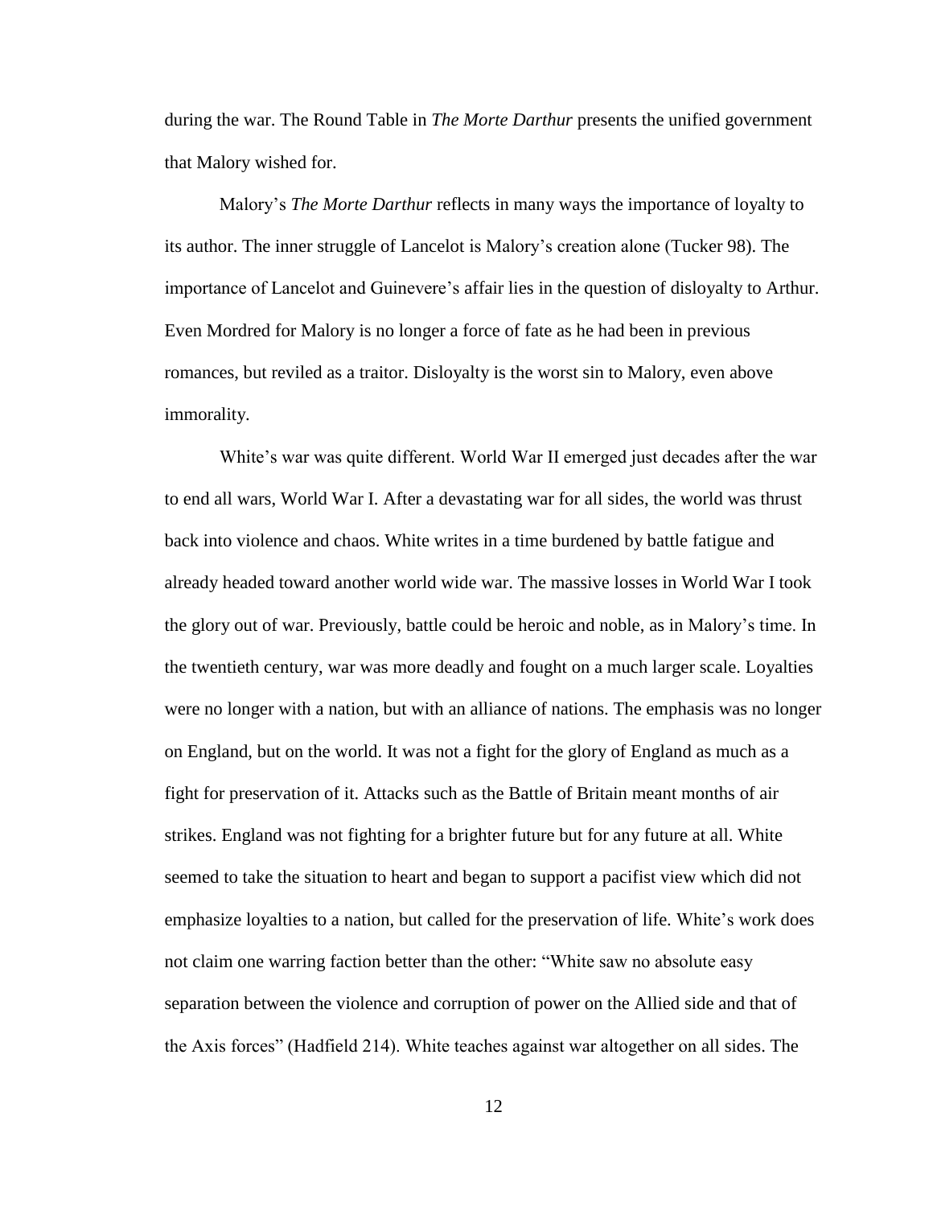during the war. The Round Table in *The Morte Darthur* presents the unified government that Malory wished for.

Malory's *The Morte Darthur* reflects in many ways the importance of loyalty to its author. The inner struggle of Lancelot is Malory's creation alone (Tucker 98). The importance of Lancelot and Guinevere's affair lies in the question of disloyalty to Arthur. Even Mordred for Malory is no longer a force of fate as he had been in previous romances, but reviled as a traitor. Disloyalty is the worst sin to Malory, even above immorality.

White's war was quite different. World War II emerged just decades after the war to end all wars, World War I. After a devastating war for all sides, the world was thrust back into violence and chaos. White writes in a time burdened by battle fatigue and already headed toward another world wide war. The massive losses in World War I took the glory out of war. Previously, battle could be heroic and noble, as in Malory's time. In the twentieth century, war was more deadly and fought on a much larger scale. Loyalties were no longer with a nation, but with an alliance of nations. The emphasis was no longer on England, but on the world. It was not a fight for the glory of England as much as a fight for preservation of it. Attacks such as the Battle of Britain meant months of air strikes. England was not fighting for a brighter future but for any future at all. White seemed to take the situation to heart and began to support a pacifist view which did not emphasize loyalties to a nation, but called for the preservation of life. White's work does not claim one warring faction better than the other: "White saw no absolute easy separation between the violence and corruption of power on the Allied side and that of the Axis forces" (Hadfield 214). White teaches against war altogether on all sides. The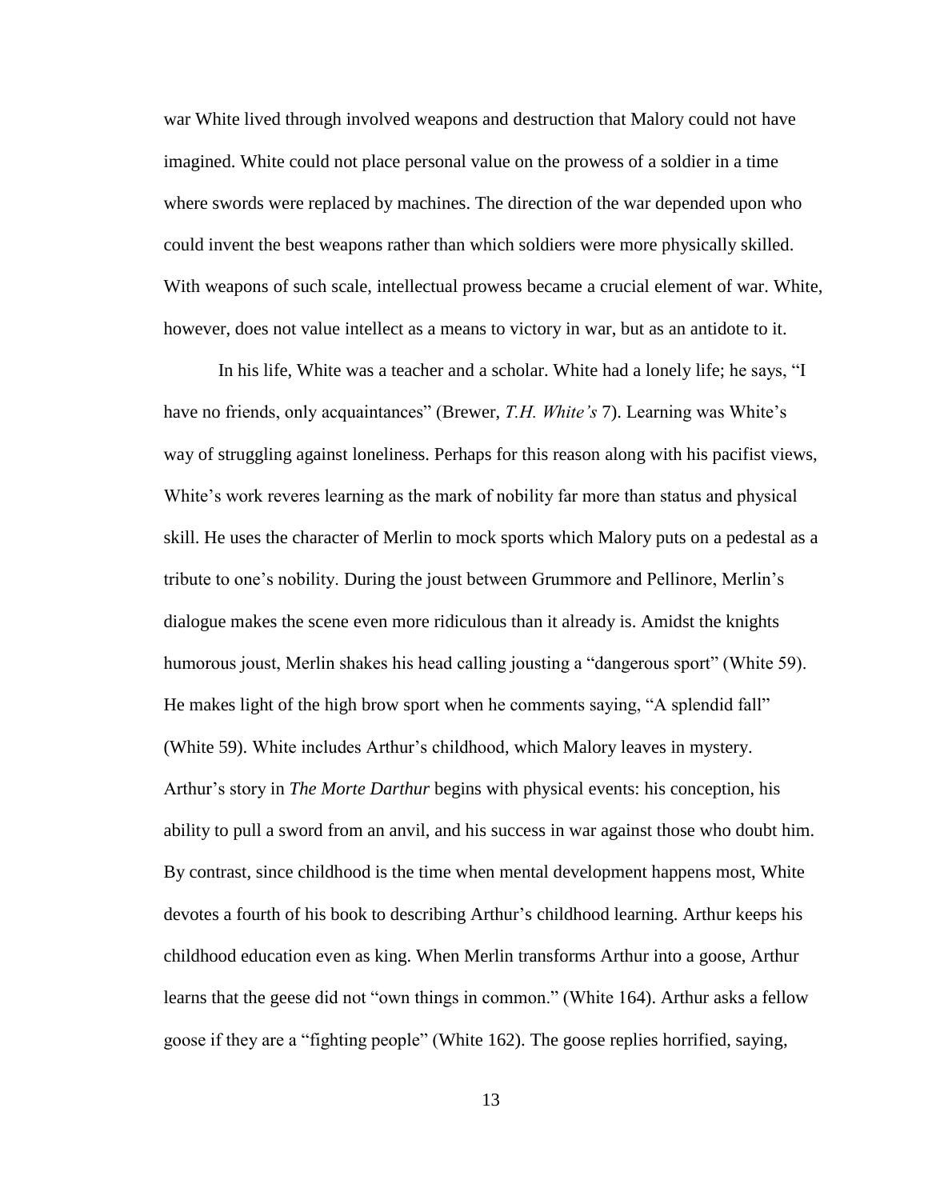war White lived through involved weapons and destruction that Malory could not have imagined. White could not place personal value on the prowess of a soldier in a time where swords were replaced by machines. The direction of the war depended upon who could invent the best weapons rather than which soldiers were more physically skilled. With weapons of such scale, intellectual prowess became a crucial element of war. White, however, does not value intellect as a means to victory in war, but as an antidote to it.

In his life, White was a teacher and a scholar. White had a lonely life; he says, "I have no friends, only acquaintances" (Brewer, *T.H. White's* 7). Learning was White's way of struggling against loneliness. Perhaps for this reason along with his pacifist views, White's work reveres learning as the mark of nobility far more than status and physical skill. He uses the character of Merlin to mock sports which Malory puts on a pedestal as a tribute to one's nobility. During the joust between Grummore and Pellinore, Merlin's dialogue makes the scene even more ridiculous than it already is. Amidst the knights humorous joust, Merlin shakes his head calling jousting a "dangerous sport" (White 59). He makes light of the high brow sport when he comments saying, "A splendid fall" (White 59). White includes Arthur's childhood, which Malory leaves in mystery. Arthur's story in *The Morte Darthur* begins with physical events: his conception, his ability to pull a sword from an anvil, and his success in war against those who doubt him. By contrast, since childhood is the time when mental development happens most, White devotes a fourth of his book to describing Arthur's childhood learning. Arthur keeps his childhood education even as king. When Merlin transforms Arthur into a goose, Arthur learns that the geese did not "own things in common." (White 164). Arthur asks a fellow goose if they are a "fighting people" (White 162). The goose replies horrified, saying,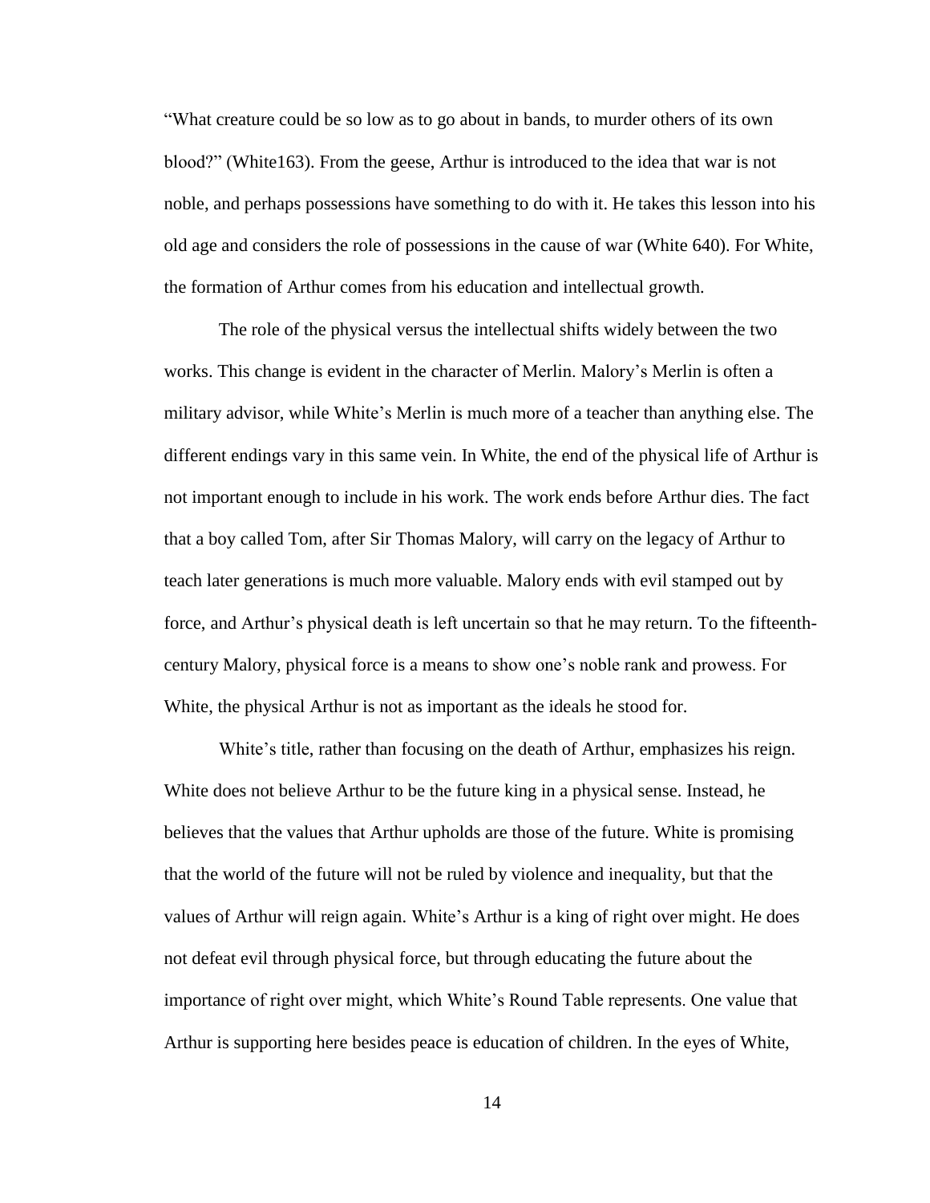"What creature could be so low as to go about in bands, to murder others of its own blood?" (White163). From the geese, Arthur is introduced to the idea that war is not noble, and perhaps possessions have something to do with it. He takes this lesson into his old age and considers the role of possessions in the cause of war (White 640). For White, the formation of Arthur comes from his education and intellectual growth.

The role of the physical versus the intellectual shifts widely between the two works. This change is evident in the character of Merlin. Malory's Merlin is often a military advisor, while White's Merlin is much more of a teacher than anything else. The different endings vary in this same vein. In White, the end of the physical life of Arthur is not important enough to include in his work. The work ends before Arthur dies. The fact that a boy called Tom, after Sir Thomas Malory, will carry on the legacy of Arthur to teach later generations is much more valuable. Malory ends with evil stamped out by force, and Arthur's physical death is left uncertain so that he may return. To the fifteenth-century Malory, physical force is a means to show one's noble rank and prowess. For White, the physical Arthur is not as important as the ideals he stood for.

White's title, rather than focusing on the death of Arthur, emphasizes his reign. White does not believe Arthur to be the future king in a physical sense. Instead, he believes that the values that Arthur upholds are those of the future. White is promising that the world of the future will not be ruled by violence and inequality, but that the values of Arthur will reign again. White's Arthur is a king of right over might. He does not defeat evil through physical force, but through educating the future about the importance of right over might, which White's Round Table represents. One value that Arthur is supporting here besides peace is education of children. In the eyes of White,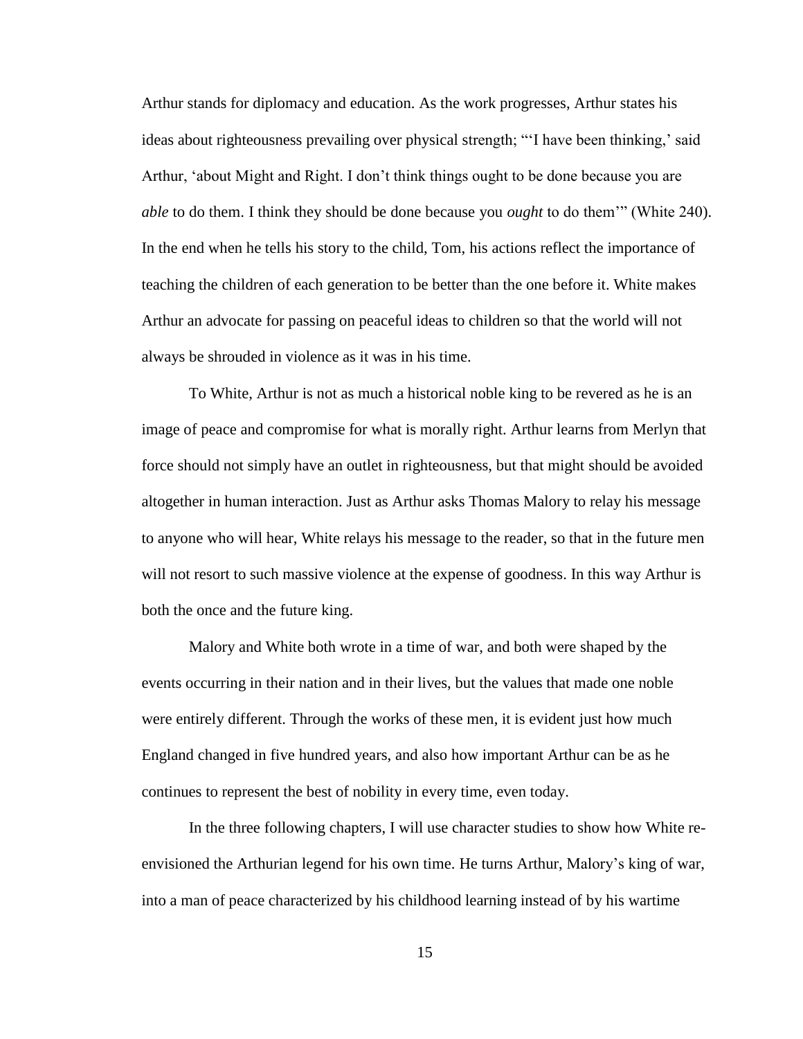Arthur stands for diplomacy and education. As the work progresses, Arthur states his ideas about righteousness prevailing over physical strength; "'I have been thinking,' said Arthur, 'about Might and Right. I don't think things ought to be done because you are *able* to do them. I think they should be done because you *ought* to do them'" (White 240). In the end when he tells his story to the child, Tom, his actions reflect the importance of teaching the children of each generation to be better than the one before it. White makes Arthur an advocate for passing on peaceful ideas to children so that the world will not always be shrouded in violence as it was in his time.

To White, Arthur is not as much a historical noble king to be revered as he is an image of peace and compromise for what is morally right. Arthur learns from Merlyn that force should not simply have an outlet in righteousness, but that might should be avoided altogether in human interaction. Just as Arthur asks Thomas Malory to relay his message to anyone who will hear, White relays his message to the reader, so that in the future men will not resort to such massive violence at the expense of goodness. In this way Arthur is both the once and the future king.

Malory and White both wrote in a time of war, and both were shaped by the events occurring in their nation and in their lives, but the values that made one noble were entirely different. Through the works of these men, it is evident just how much England changed in five hundred years, and also how important Arthur can be as he continues to represent the best of nobility in every time, even today.

In the three following chapters, I will use character studies to show how White re-envisioned the Arthurian legend for his own time. He turns Arthur, Malory's king of war, into a man of peace characterized by his childhood learning instead of by his wartime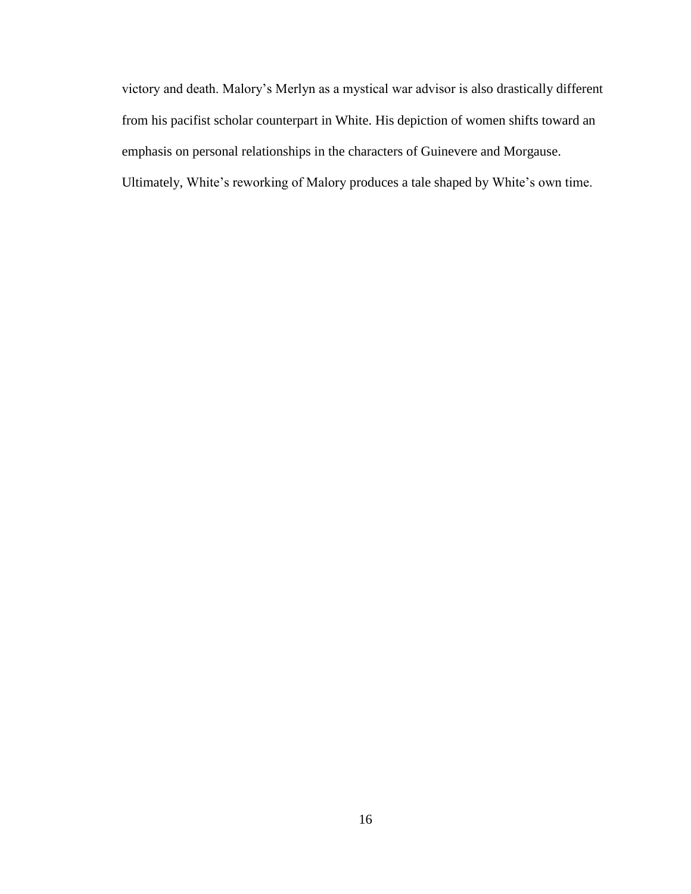victory and death. Malory’s Merlyn as a mystical war advisor is also drastically different from his pacifist scholar counterpart in White. His depiction of women shifts toward an emphasis on personal relationships in the characters of Guinevere and Morgause. Ultimately, White’s reworking of Malory produces a tale shaped by White’s own time.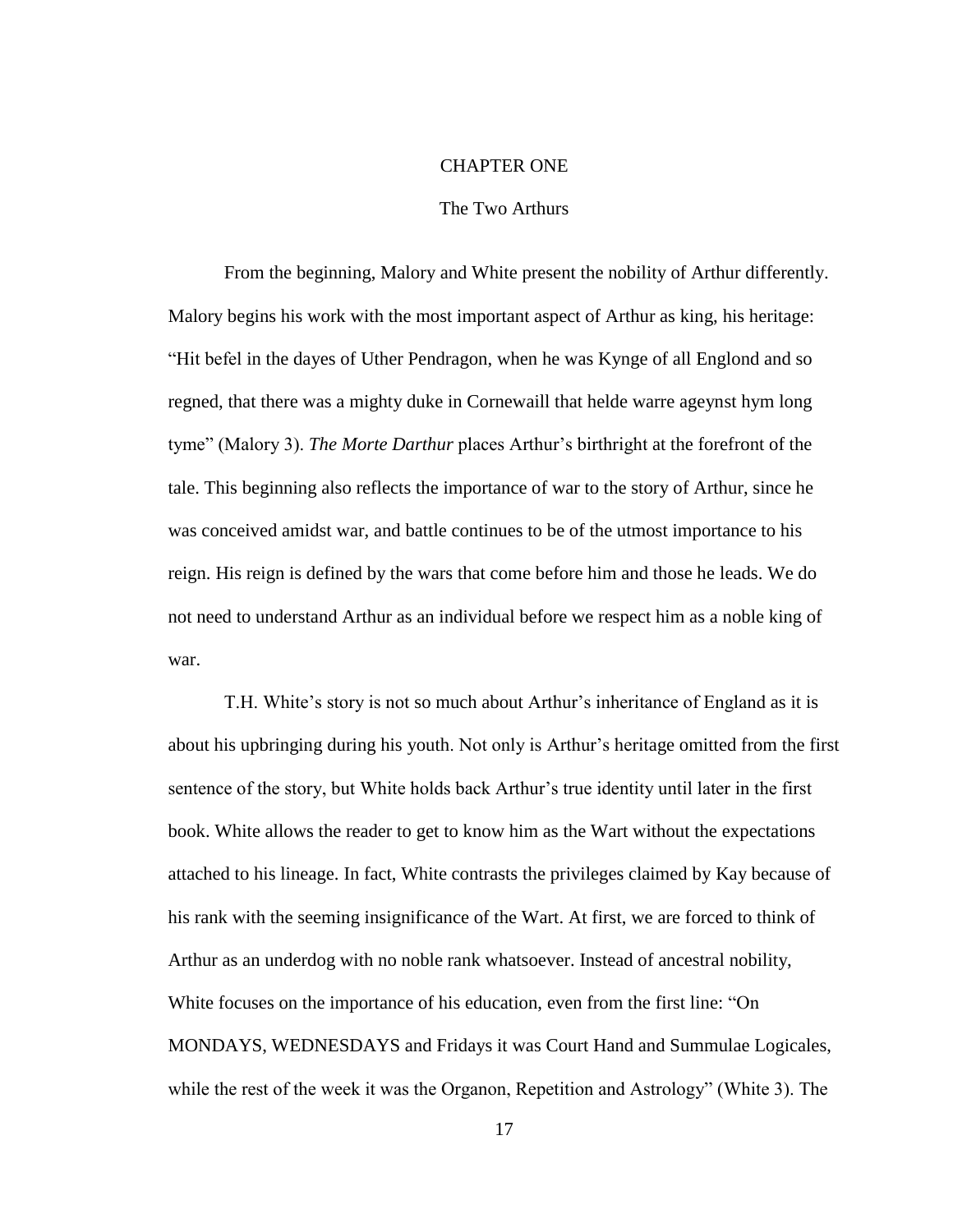# CHAPTER ONE

## The Two Arthurs

From the beginning, Malory and White present the nobility of Arthur differently. Malory begins his work with the most important aspect of Arthur as king, his heritage: "Hit befel in the dayes of Uther Pendragon, when he was Kynge of all Englond and so regned, that there was a mighty duke in Cornewaill that helde warre ageynst hym long tyme" (Malory 3). *The Morte Darthur* places Arthur's birthright at the forefront of the tale. This beginning also reflects the importance of war to the story of Arthur, since he was conceived amidst war, and battle continues to be of the utmost importance to his reign. His reign is defined by the wars that come before him and those he leads. We do not need to understand Arthur as an individual before we respect him as a noble king of war.

T.H. White's story is not so much about Arthur's inheritance of England as it is about his upbringing during his youth. Not only is Arthur's heritage omitted from the first sentence of the story, but White holds back Arthur's true identity until later in the first book. White allows the reader to get to know him as the Wart without the expectations attached to his lineage. In fact, White contrasts the privileges claimed by Kay because of his rank with the seeming insignificance of the Wart. At first, we are forced to think of Arthur as an underdog with no noble rank whatsoever. Instead of ancestral nobility, White focuses on the importance of his education, even from the first line: "On MONDAYS, WEDNESDAYS and Fridays it was Court Hand and Summulae Logicales, while the rest of the week it was the Organon, Repetition and Astrology" (White 3). The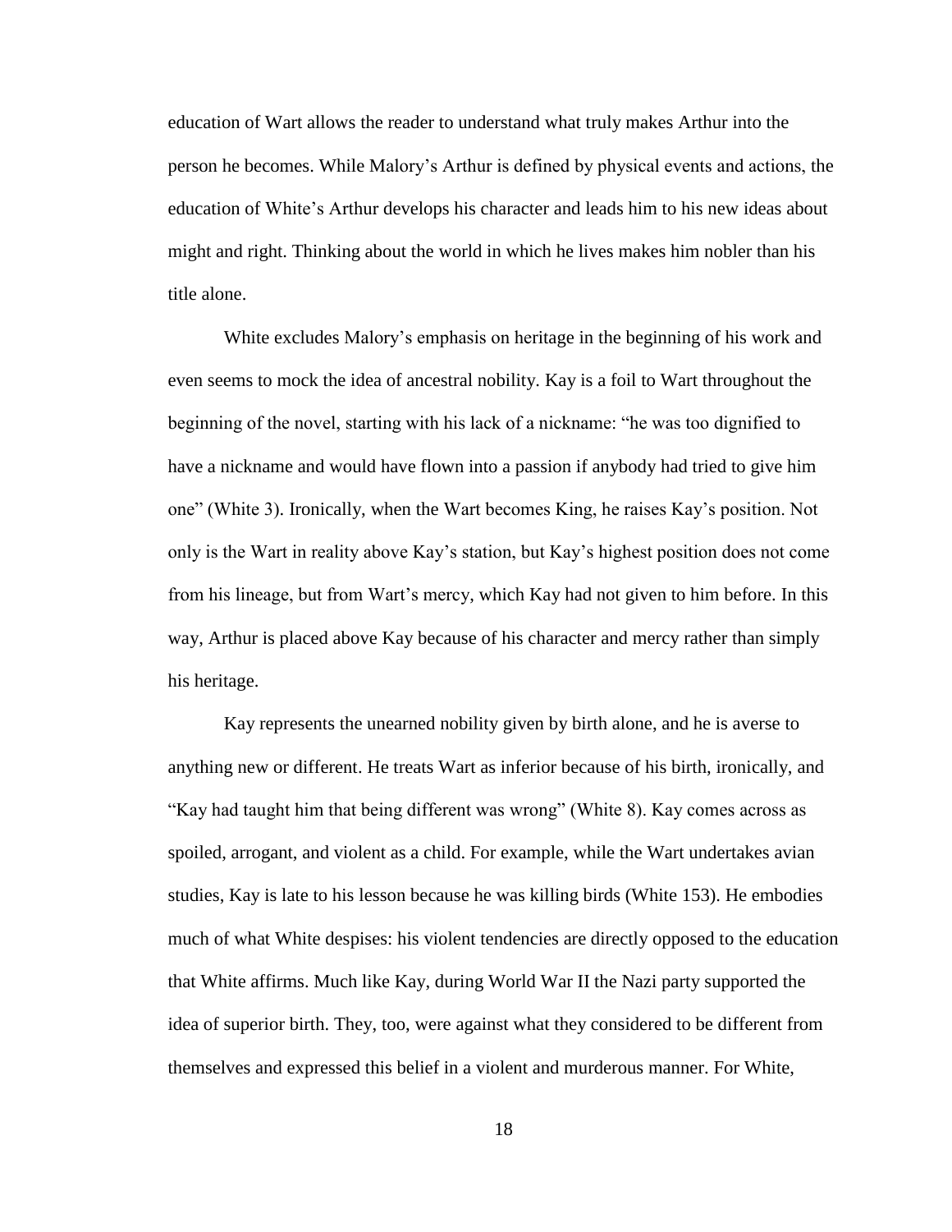education of Wart allows the reader to understand what truly makes Arthur into the person he becomes. While Malory's Arthur is defined by physical events and actions, the education of White's Arthur develops his character and leads him to his new ideas about might and right. Thinking about the world in which he lives makes him nobler than his title alone.

White excludes Malory's emphasis on heritage in the beginning of his work and even seems to mock the idea of ancestral nobility. Kay is a foil to Wart throughout the beginning of the novel, starting with his lack of a nickname: "he was too dignified to have a nickname and would have flown into a passion if anybody had tried to give him one" (White 3). Ironically, when the Wart becomes King, he raises Kay's position. Not only is the Wart in reality above Kay's station, but Kay's highest position does not come from his lineage, but from Wart's mercy, which Kay had not given to him before. In this way, Arthur is placed above Kay because of his character and mercy rather than simply his heritage.

Kay represents the unearned nobility given by birth alone, and he is averse to anything new or different. He treats Wart as inferior because of his birth, ironically, and "Kay had taught him that being different was wrong" (White 8). Kay comes across as spoiled, arrogant, and violent as a child. For example, while the Wart undertakes avian studies, Kay is late to his lesson because he was killing birds (White 153). He embodies much of what White despises: his violent tendencies are directly opposed to the education that White affirms. Much like Kay, during World War II the Nazi party supported the idea of superior birth. They, too, were against what they considered to be different from themselves and expressed this belief in a violent and murderous manner. For White,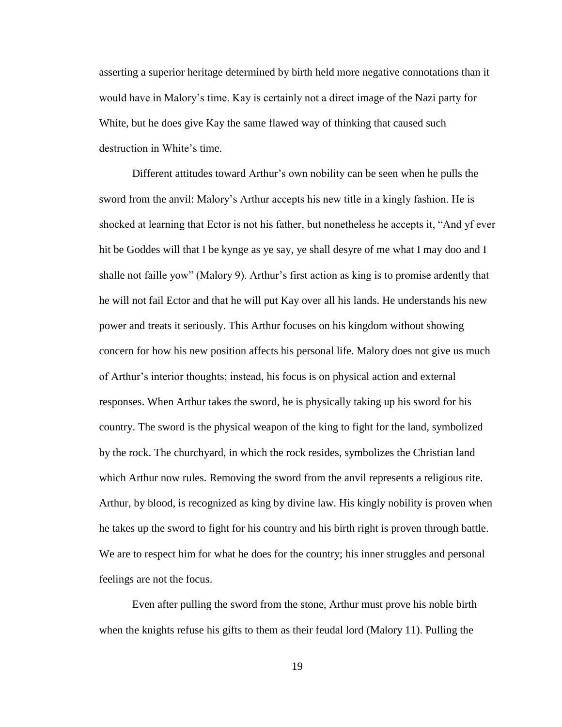asserting a superior heritage determined by birth held more negative connotations than it would have in Malory's time. Kay is certainly not a direct image of the Nazi party for White, but he does give Kay the same flawed way of thinking that caused such destruction in White's time.

Different attitudes toward Arthur's own nobility can be seen when he pulls the sword from the anvil: Malory's Arthur accepts his new title in a kingly fashion. He is shocked at learning that Ector is not his father, but nonetheless he accepts it, "And yf ever hit be Goddes will that I be kynge as ye say, ye shall desyre of me what I may doo and I shalle not faille yow" (Malory 9). Arthur's first action as king is to promise ardently that he will not fail Ector and that he will put Kay over all his lands. He understands his new power and treats it seriously. This Arthur focuses on his kingdom without showing concern for how his new position affects his personal life. Malory does not give us much of Arthur's interior thoughts; instead, his focus is on physical action and external responses. When Arthur takes the sword, he is physically taking up his sword for his country. The sword is the physical weapon of the king to fight for the land, symbolized by the rock. The churchyard, in which the rock resides, symbolizes the Christian land which Arthur now rules. Removing the sword from the anvil represents a religious rite. Arthur, by blood, is recognized as king by divine law. His kingly nobility is proven when he takes up the sword to fight for his country and his birth right is proven through battle. We are to respect him for what he does for the country; his inner struggles and personal feelings are not the focus.

Even after pulling the sword from the stone, Arthur must prove his noble birth when the knights refuse his gifts to them as their feudal lord (Malory 11). Pulling the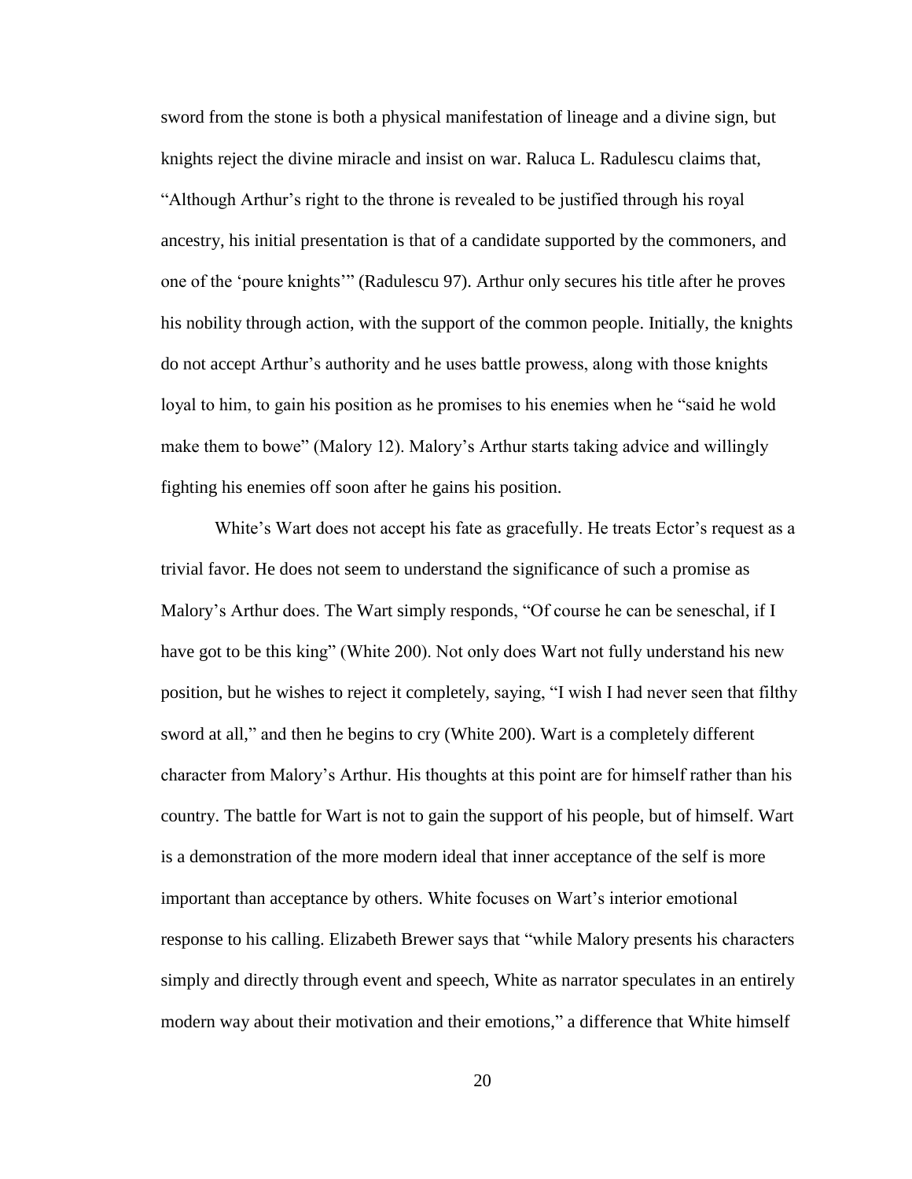sword from the stone is both a physical manifestation of lineage and a divine sign, but knights reject the divine miracle and insist on war. Raluca L. Radulescu claims that, "Although Arthur's right to the throne is revealed to be justified through his royal ancestry, his initial presentation is that of a candidate supported by the commoners, and one of the 'poure knights'" (Radulescu 97). Arthur only secures his title after he proves his nobility through action, with the support of the common people. Initially, the knights do not accept Arthur's authority and he uses battle prowess, along with those knights loyal to him, to gain his position as he promises to his enemies when he "said he wold make them to bowe" (Malory 12). Malory's Arthur starts taking advice and willingly fighting his enemies off soon after he gains his position.

White's Wart does not accept his fate as gracefully. He treats Ector's request as a trivial favor. He does not seem to understand the significance of such a promise as Malory's Arthur does. The Wart simply responds, "Of course he can be seneschal, if I have got to be this king" (White 200). Not only does Wart not fully understand his new position, but he wishes to reject it completely, saying, "I wish I had never seen that filthy sword at all," and then he begins to cry (White 200). Wart is a completely different character from Malory's Arthur. His thoughts at this point are for himself rather than his country. The battle for Wart is not to gain the support of his people, but of himself. Wart is a demonstration of the more modern ideal that inner acceptance of the self is more important than acceptance by others. White focuses on Wart's interior emotional response to his calling. Elizabeth Brewer says that "while Malory presents his characters simply and directly through event and speech, White as narrator speculates in an entirely modern way about their motivation and their emotions," a difference that White himself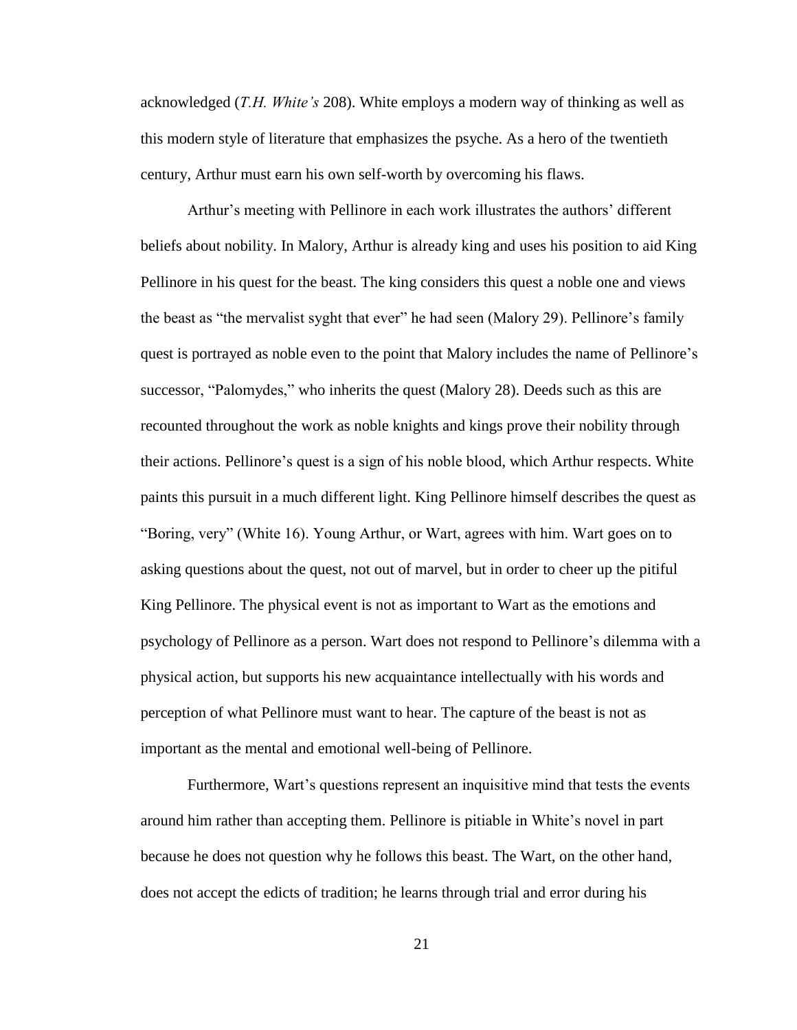acknowledged (*T.H. White's* 208). White employs a modern way of thinking as well as this modern style of literature that emphasizes the psyche. As a hero of the twentieth century, Arthur must earn his own self-worth by overcoming his flaws.

Arthur's meeting with Pellinore in each work illustrates the authors' different beliefs about nobility. In Malory, Arthur is already king and uses his position to aid King Pellinore in his quest for the beast. The king considers this quest a noble one and views the beast as "the mervalist syght that ever" he had seen (Malory 29). Pellinore's family quest is portrayed as noble even to the point that Malory includes the name of Pellinore's successor, "Palomydes," who inherits the quest (Malory 28). Deeds such as this are recounted throughout the work as noble knights and kings prove their nobility through their actions. Pellinore's quest is a sign of his noble blood, which Arthur respects. White paints this pursuit in a much different light. King Pellinore himself describes the quest as "Boring, very" (White 16). Young Arthur, or Wart, agrees with him. Wart goes on to asking questions about the quest, not out of marvel, but in order to cheer up the pitiful King Pellinore. The physical event is not as important to Wart as the emotions and psychology of Pellinore as a person. Wart does not respond to Pellinore's dilemma with a physical action, but supports his new acquaintance intellectually with his words and perception of what Pellinore must want to hear. The capture of the beast is not as important as the mental and emotional well-being of Pellinore.

Furthermore, Wart's questions represent an inquisitive mind that tests the events around him rather than accepting them. Pellinore is pitiable in White's novel in part because he does not question why he follows this beast. The Wart, on the other hand, does not accept the edicts of tradition; he learns through trial and error during his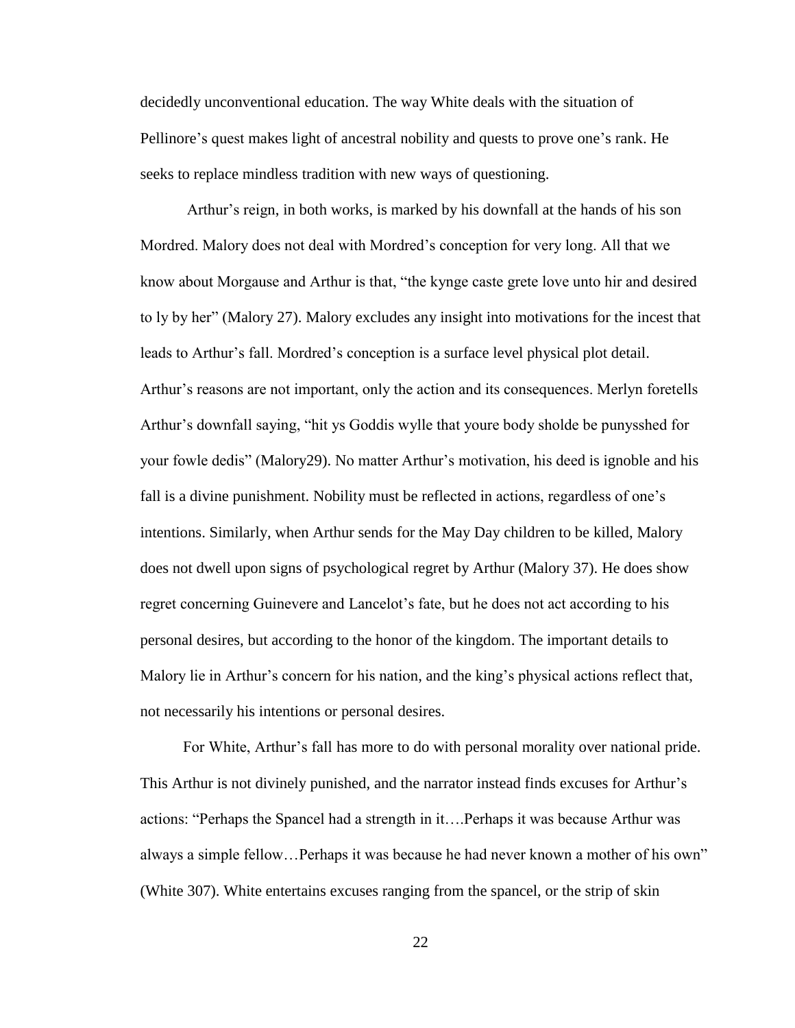decidedly unconventional education. The way White deals with the situation of Pellinore's quest makes light of ancestral nobility and quests to prove one's rank. He seeks to replace mindless tradition with new ways of questioning.

Arthur's reign, in both works, is marked by his downfall at the hands of his son Mordred. Malory does not deal with Mordred's conception for very long. All that we know about Morgause and Arthur is that, "the kynge caste grete love unto hir and desired to ly by her" (Malory 27). Malory excludes any insight into motivations for the incest that leads to Arthur's fall. Mordred's conception is a surface level physical plot detail. Arthur's reasons are not important, only the action and its consequences. Merlyn foretells Arthur's downfall saying, "hit ys Goddis wylle that youre body sholde be punysshed for your fowle dedis" (Malory29). No matter Arthur's motivation, his deed is ignoble and his fall is a divine punishment. Nobility must be reflected in actions, regardless of one's intentions. Similarly, when Arthur sends for the May Day children to be killed, Malory does not dwell upon signs of psychological regret by Arthur (Malory 37). He does show regret concerning Guinevere and Lancelot's fate, but he does not act according to his personal desires, but according to the honor of the kingdom. The important details to Malory lie in Arthur's concern for his nation, and the king's physical actions reflect that, not necessarily his intentions or personal desires.

For White, Arthur's fall has more to do with personal morality over national pride. This Arthur is not divinely punished, and the narrator instead finds excuses for Arthur's actions: "Perhaps the Spancel had a strength in it….Perhaps it was because Arthur was always a simple fellow…Perhaps it was because he had never known a mother of his own" (White 307). White entertains excuses ranging from the spancel, or the strip of skin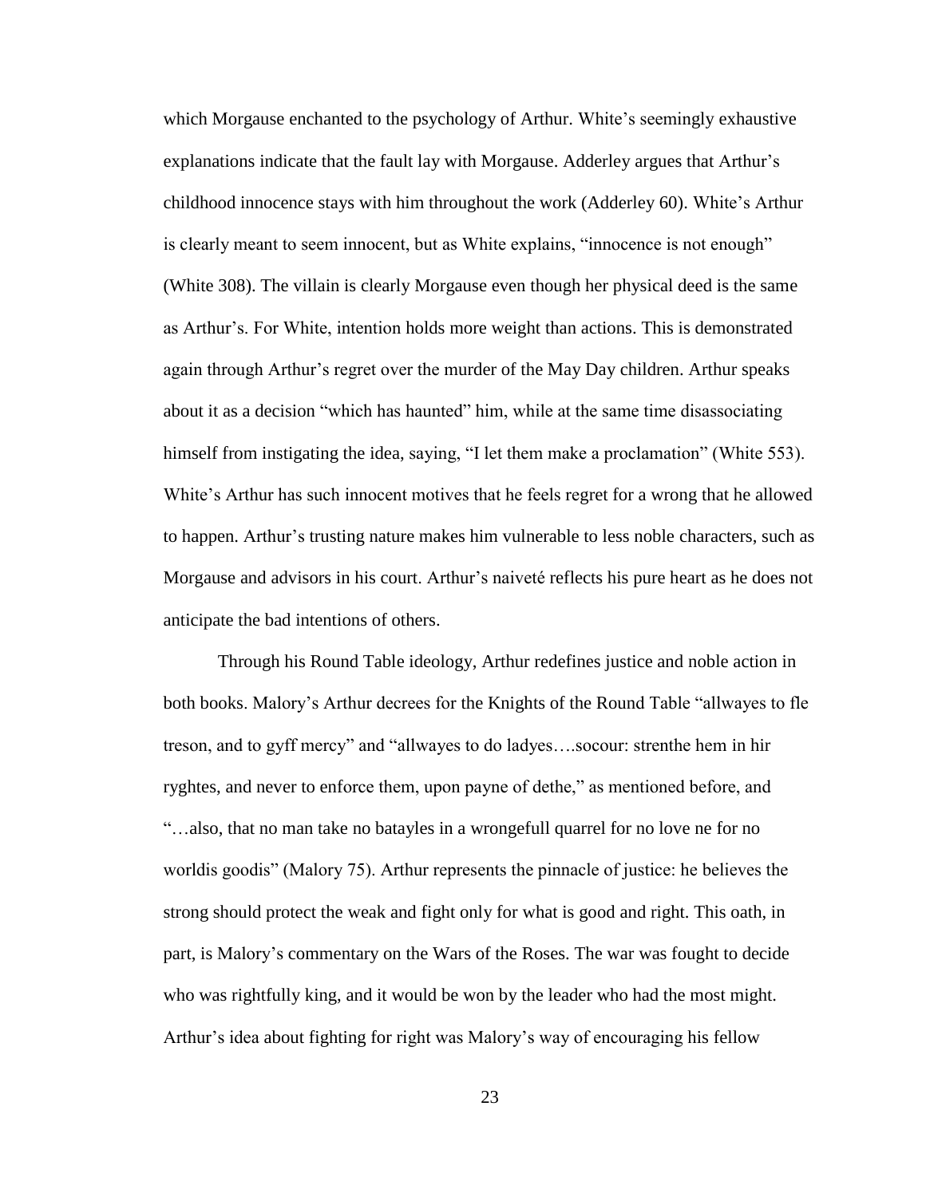which Morgause enchanted to the psychology of Arthur. White's seemingly exhaustive explanations indicate that the fault lay with Morgause. Adderley argues that Arthur's childhood innocence stays with him throughout the work (Adderley 60). White's Arthur is clearly meant to seem innocent, but as White explains, "innocence is not enough" (White 308). The villain is clearly Morgause even though her physical deed is the same as Arthur's. For White, intention holds more weight than actions. This is demonstrated again through Arthur's regret over the murder of the May Day children. Arthur speaks about it as a decision "which has haunted" him, while at the same time disassociating himself from instigating the idea, saying, "I let them make a proclamation" (White 553). White's Arthur has such innocent motives that he feels regret for a wrong that he allowed to happen. Arthur's trusting nature makes him vulnerable to less noble characters, such as Morgause and advisors in his court. Arthur's naiveté reflects his pure heart as he does not anticipate the bad intentions of others.

Through his Round Table ideology, Arthur redefines justice and noble action in both books. Malory's Arthur decrees for the Knights of the Round Table "allwayes to fle treson, and to gyff mercy" and "allwayes to do ladyes….socour: strenthe hem in hir ryghtes, and never to enforce them, upon payne of dethe," as mentioned before, and "…also, that no man take no batayles in a wrongefull quarrel for no love ne for no worldis goodis" (Malory 75). Arthur represents the pinnacle of justice: he believes the strong should protect the weak and fight only for what is good and right. This oath, in part, is Malory's commentary on the Wars of the Roses. The war was fought to decide who was rightfully king, and it would be won by the leader who had the most might. Arthur's idea about fighting for right was Malory's way of encouraging his fellow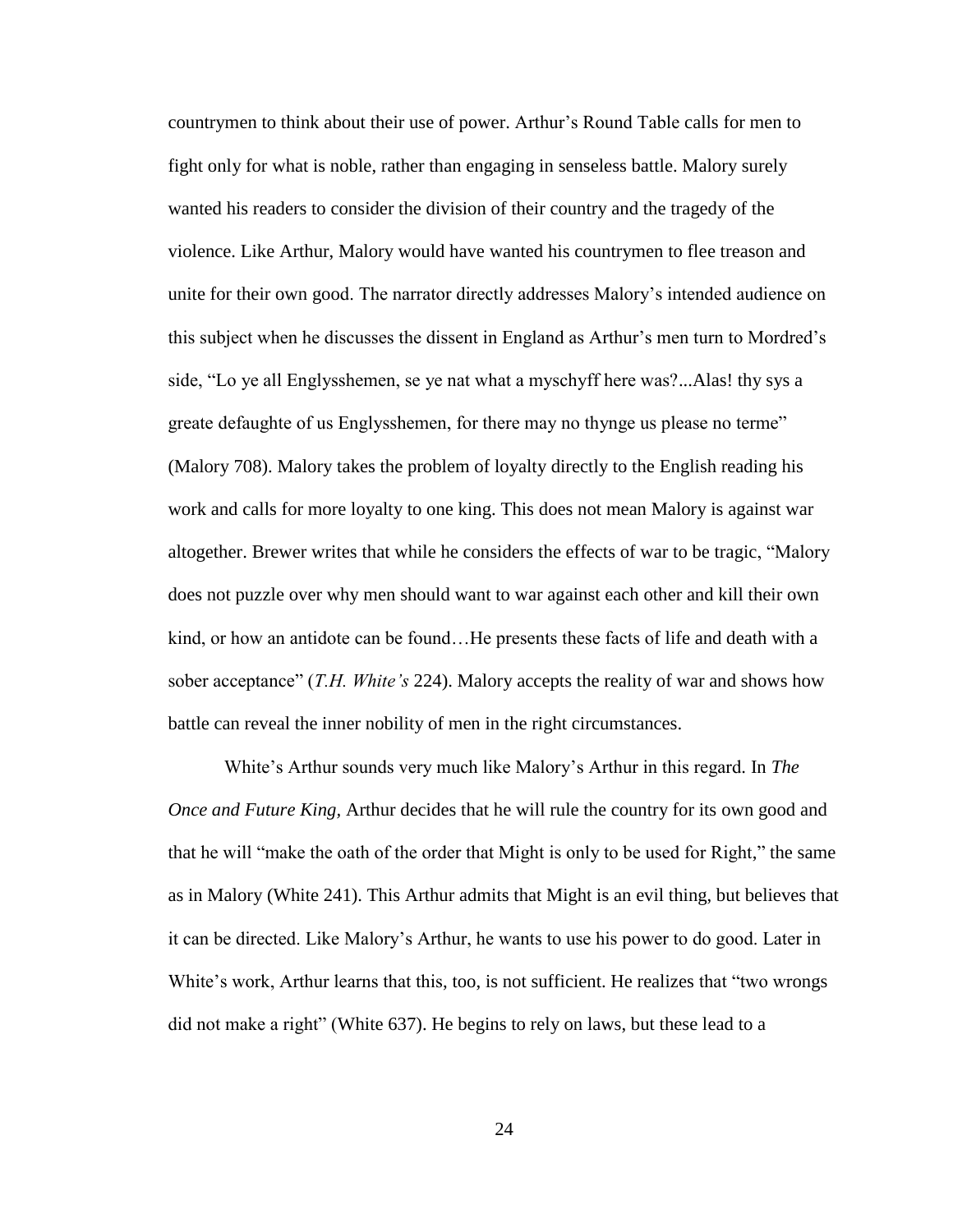countrymen to think about their use of power. Arthur's Round Table calls for men to fight only for what is noble, rather than engaging in senseless battle. Malory surely wanted his readers to consider the division of their country and the tragedy of the violence. Like Arthur, Malory would have wanted his countrymen to flee treason and unite for their own good. The narrator directly addresses Malory's intended audience on this subject when he discusses the dissent in England as Arthur's men turn to Mordred's side, "Lo ye all Englysshemen, se ye nat what a myschyff here was?...Alas! thy sys a greate defaughte of us Englysshemen, for there may no thynge us please no terme" (Malory 708). Malory takes the problem of loyalty directly to the English reading his work and calls for more loyalty to one king. This does not mean Malory is against war altogether. Brewer writes that while he considers the effects of war to be tragic, "Malory does not puzzle over why men should want to war against each other and kill their own kind, or how an antidote can be found…He presents these facts of life and death with a sober acceptance" (*T.H. White's* 224). Malory accepts the reality of war and shows how battle can reveal the inner nobility of men in the right circumstances.

White's Arthur sounds very much like Malory's Arthur in this regard. In *The Once and Future King*, Arthur decides that he will rule the country for its own good and that he will "make the oath of the order that Might is only to be used for Right," the same as in Malory (White 241). This Arthur admits that Might is an evil thing, but believes that it can be directed. Like Malory's Arthur, he wants to use his power to do good. Later in White's work, Arthur learns that this, too, is not sufficient. He realizes that "two wrongs did not make a right" (White 637). He begins to rely on laws, but these lead to a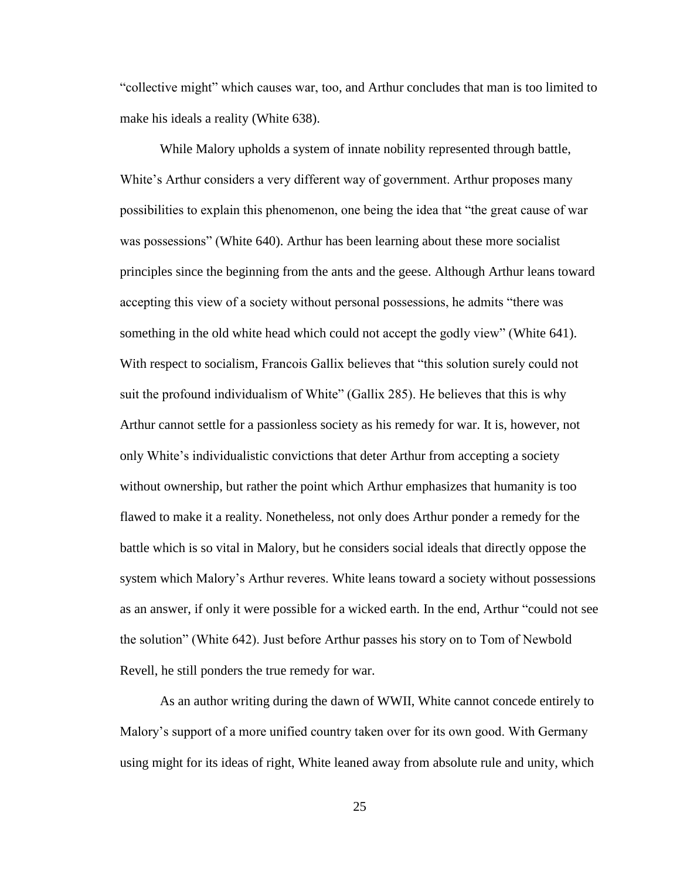"collective might" which causes war, too, and Arthur concludes that man is too limited to make his ideals a reality (White 638).

While Malory upholds a system of innate nobility represented through battle, White's Arthur considers a very different way of government. Arthur proposes many possibilities to explain this phenomenon, one being the idea that "the great cause of war was possessions" (White 640). Arthur has been learning about these more socialist principles since the beginning from the ants and the geese. Although Arthur leans toward accepting this view of a society without personal possessions, he admits "there was something in the old white head which could not accept the godly view" (White 641). With respect to socialism, Francois Gallix believes that "this solution surely could not suit the profound individualism of White" (Gallix 285). He believes that this is why Arthur cannot settle for a passionless society as his remedy for war. It is, however, not only White's individualistic convictions that deter Arthur from accepting a society without ownership, but rather the point which Arthur emphasizes that humanity is too flawed to make it a reality. Nonetheless, not only does Arthur ponder a remedy for the battle which is so vital in Malory, but he considers social ideals that directly oppose the system which Malory's Arthur reveres. White leans toward a society without possessions as an answer, if only it were possible for a wicked earth. In the end, Arthur "could not see the solution" (White 642). Just before Arthur passes his story on to Tom of Newbold Revell, he still ponders the true remedy for war.

As an author writing during the dawn of WWII, White cannot concede entirely to Malory's support of a more unified country taken over for its own good. With Germany using might for its ideas of right, White leaned away from absolute rule and unity, which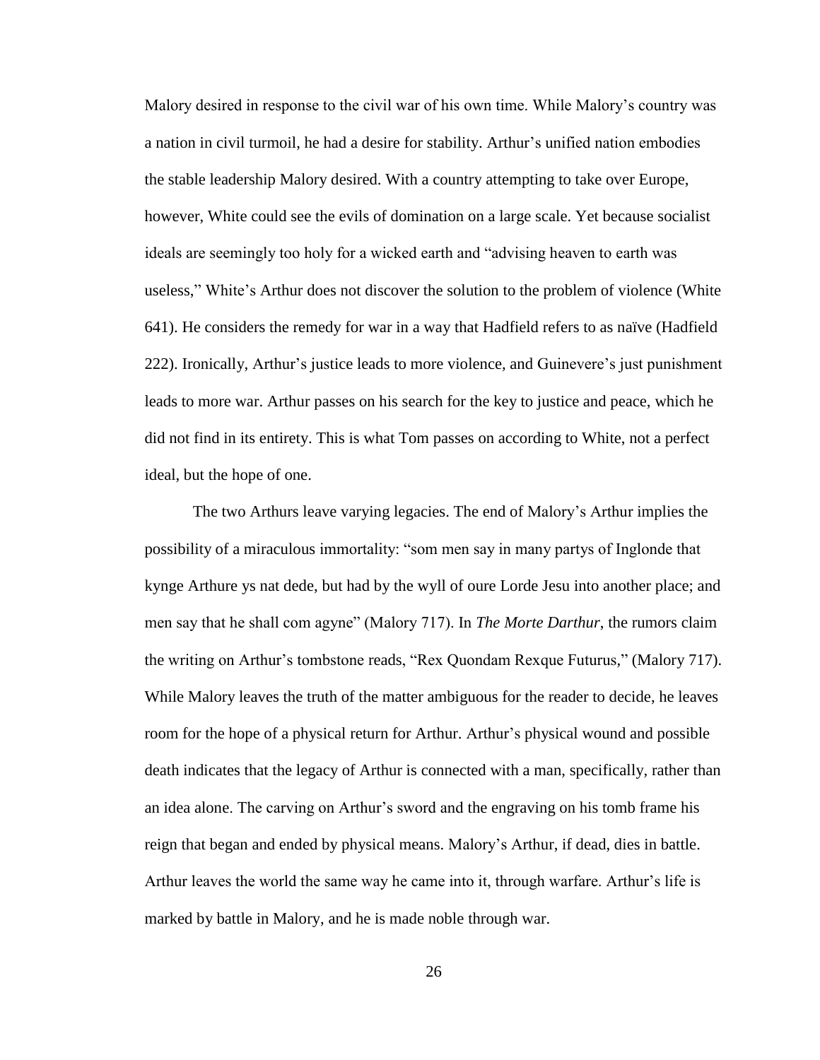Malory desired in response to the civil war of his own time. While Malory's country was a nation in civil turmoil, he had a desire for stability. Arthur's unified nation embodies the stable leadership Malory desired. With a country attempting to take over Europe, however, White could see the evils of domination on a large scale. Yet because socialist ideals are seemingly too holy for a wicked earth and "advising heaven to earth was useless," White's Arthur does not discover the solution to the problem of violence (White 641). He considers the remedy for war in a way that Hadfield refers to as naïve (Hadfield 222). Ironically, Arthur's justice leads to more violence, and Guinevere's just punishment leads to more war. Arthur passes on his search for the key to justice and peace, which he did not find in its entirety. This is what Tom passes on according to White, not a perfect ideal, but the hope of one.

The two Arthurs leave varying legacies. The end of Malory's Arthur implies the possibility of a miraculous immortality: "som men say in many partys of Inglonde that kynge Arthure ys nat dede, but had by the wyll of oure Lorde Jesu into another place; and men say that he shall com agyne" (Malory 717). In *The Morte Darthur*, the rumors claim the writing on Arthur's tombstone reads, "Rex Quondam Rexque Futurus," (Malory 717). While Malory leaves the truth of the matter ambiguous for the reader to decide, he leaves room for the hope of a physical return for Arthur. Arthur's physical wound and possible death indicates that the legacy of Arthur is connected with a man, specifically, rather than an idea alone. The carving on Arthur's sword and the engraving on his tomb frame his reign that began and ended by physical means. Malory's Arthur, if dead, dies in battle. Arthur leaves the world the same way he came into it, through warfare. Arthur's life is marked by battle in Malory, and he is made noble through war.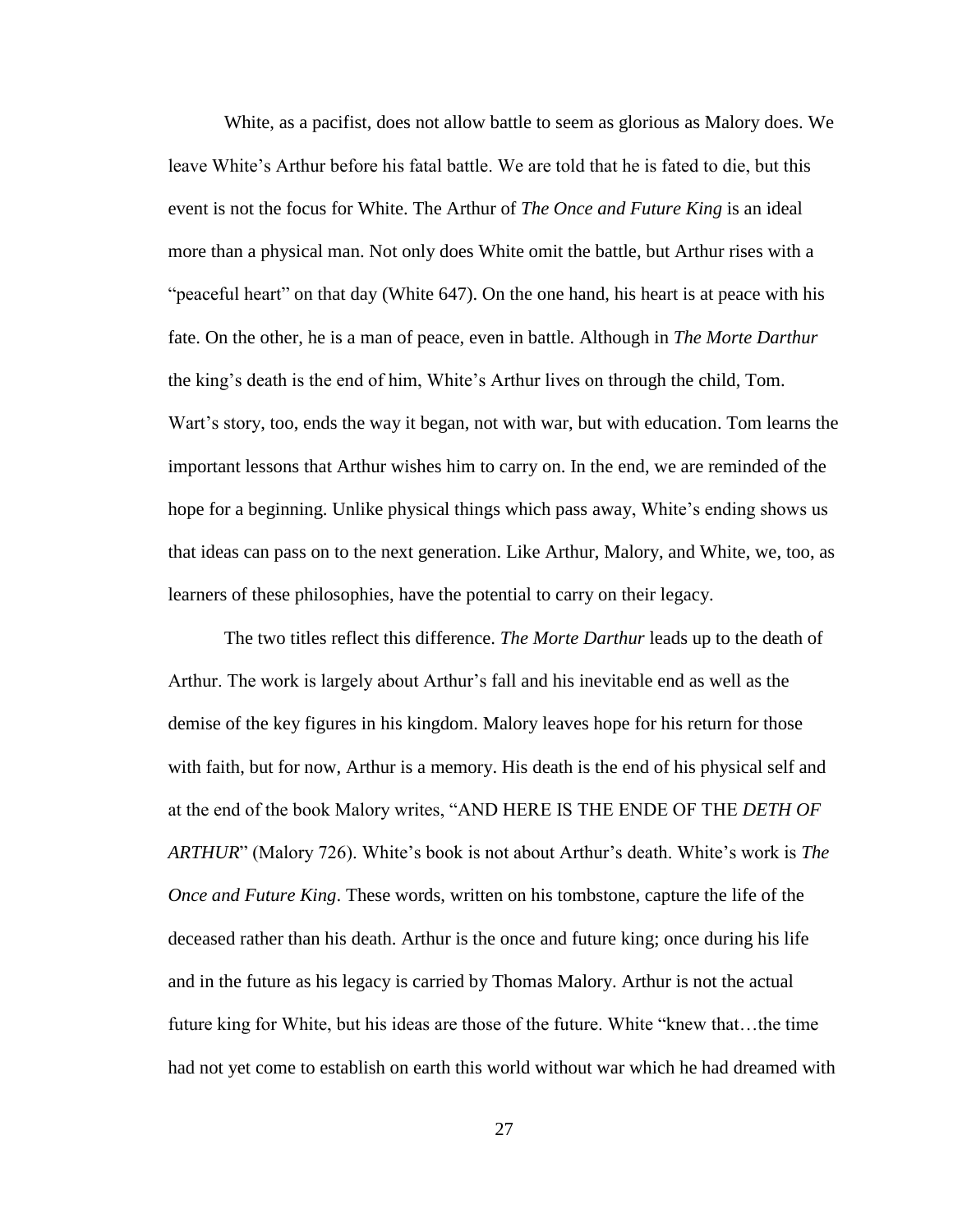White, as a pacifist, does not allow battle to seem as glorious as Malory does. We leave White's Arthur before his fatal battle. We are told that he is fated to die, but this event is not the focus for White. The Arthur of *The Once and Future King* is an ideal more than a physical man. Not only does White omit the battle, but Arthur rises with a "peaceful heart" on that day (White 647). On the one hand, his heart is at peace with his fate. On the other, he is a man of peace, even in battle. Although in *The Morte Darthur* the king's death is the end of him, White's Arthur lives on through the child, Tom. Wart's story, too, ends the way it began, not with war, but with education. Tom learns the important lessons that Arthur wishes him to carry on. In the end, we are reminded of the hope for a beginning. Unlike physical things which pass away, White's ending shows us that ideas can pass on to the next generation. Like Arthur, Malory, and White, we, too, as learners of these philosophies, have the potential to carry on their legacy.

The two titles reflect this difference. *The Morte Darthur* leads up to the death of Arthur. The work is largely about Arthur's fall and his inevitable end as well as the demise of the key figures in his kingdom. Malory leaves hope for his return for those with faith, but for now, Arthur is a memory. His death is the end of his physical self and at the end of the book Malory writes, "AND HERE IS THE ENDE OF THE *DETH OF ARTHUR*" (Malory 726). White's book is not about Arthur's death. White's work is *The Once and Future King*. These words, written on his tombstone, capture the life of the deceased rather than his death. Arthur is the once and future king; once during his life and in the future as his legacy is carried by Thomas Malory. Arthur is not the actual future king for White, but his ideas are those of the future. White "knew that…the time had not yet come to establish on earth this world without war which he had dreamed with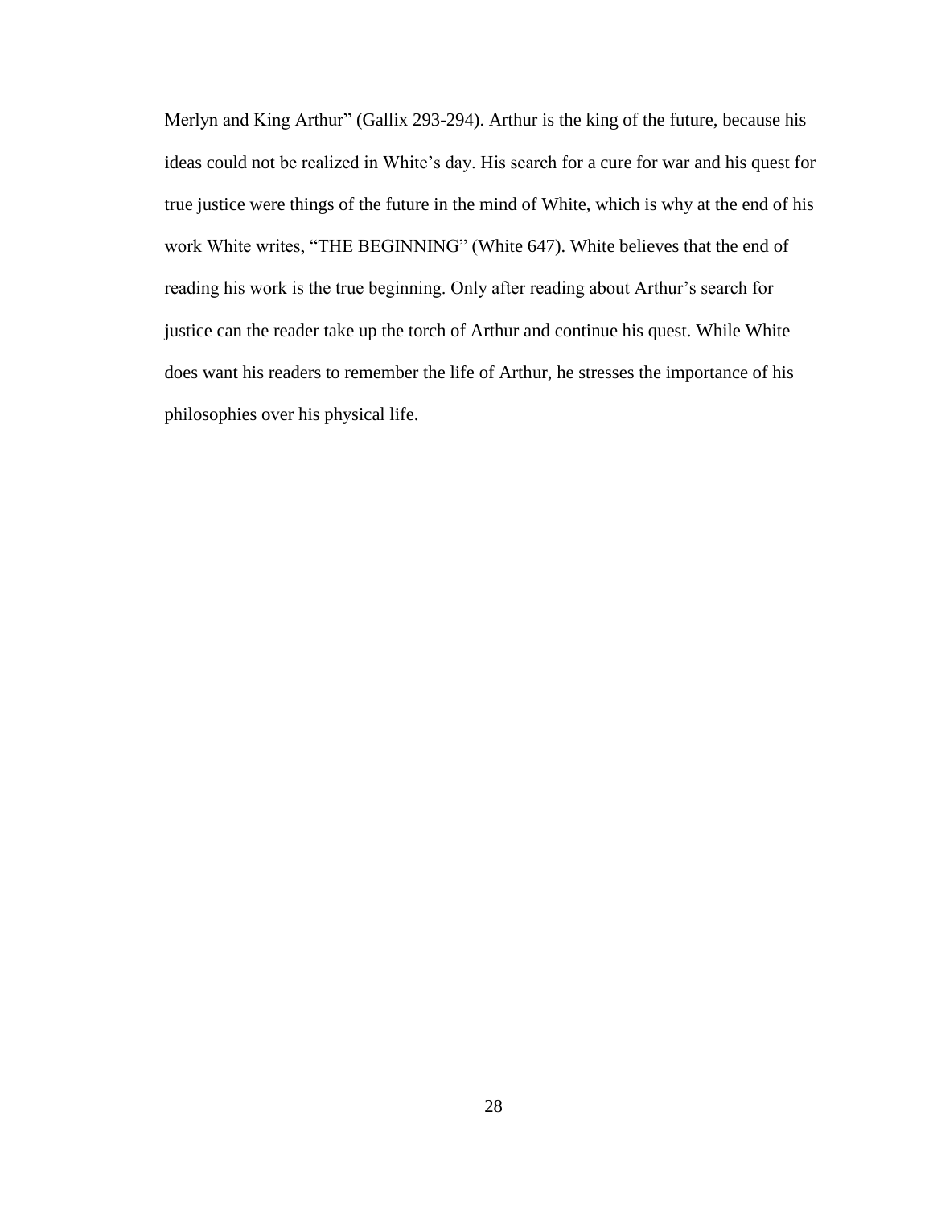Merlyn and King Arthur" (Gallix 293-294). Arthur is the king of the future, because his ideas could not be realized in White's day. His search for a cure for war and his quest for true justice were things of the future in the mind of White, which is why at the end of his work White writes, "THE BEGINNING" (White 647). White believes that the end of reading his work is the true beginning. Only after reading about Arthur's search for justice can the reader take up the torch of Arthur and continue his quest. While White does want his readers to remember the life of Arthur, he stresses the importance of his philosophies over his physical life.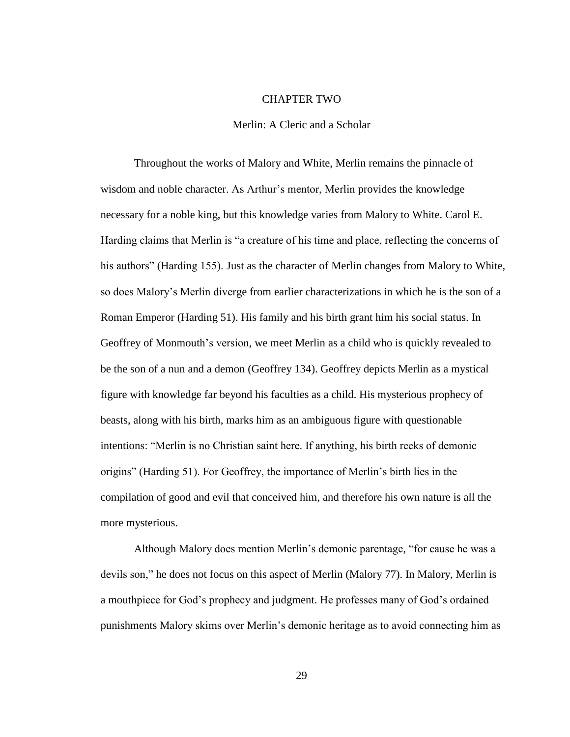# CHAPTER TWO

## Merlin: A Cleric and a Scholar

Throughout the works of Malory and White, Merlin remains the pinnacle of wisdom and noble character. As Arthur's mentor, Merlin provides the knowledge necessary for a noble king, but this knowledge varies from Malory to White. Carol E. Harding claims that Merlin is "a creature of his time and place, reflecting the concerns of his authors" (Harding 155). Just as the character of Merlin changes from Malory to White, so does Malory's Merlin diverge from earlier characterizations in which he is the son of a Roman Emperor (Harding 51). His family and his birth grant him his social status. In Geoffrey of Monmouth's version, we meet Merlin as a child who is quickly revealed to be the son of a nun and a demon (Geoffrey 134). Geoffrey depicts Merlin as a mystical figure with knowledge far beyond his faculties as a child. His mysterious prophecy of beasts, along with his birth, marks him as an ambiguous figure with questionable intentions: "Merlin is no Christian saint here. If anything, his birth reeks of demonic origins" (Harding 51). For Geoffrey, the importance of Merlin's birth lies in the compilation of good and evil that conceived him, and therefore his own nature is all the more mysterious.

Although Malory does mention Merlin's demonic parentage, "for cause he was a devils son," he does not focus on this aspect of Merlin (Malory 77). In Malory, Merlin is a mouthpiece for God's prophecy and judgment. He professes many of God's ordained punishments Malory skims over Merlin's demonic heritage as to avoid connecting him as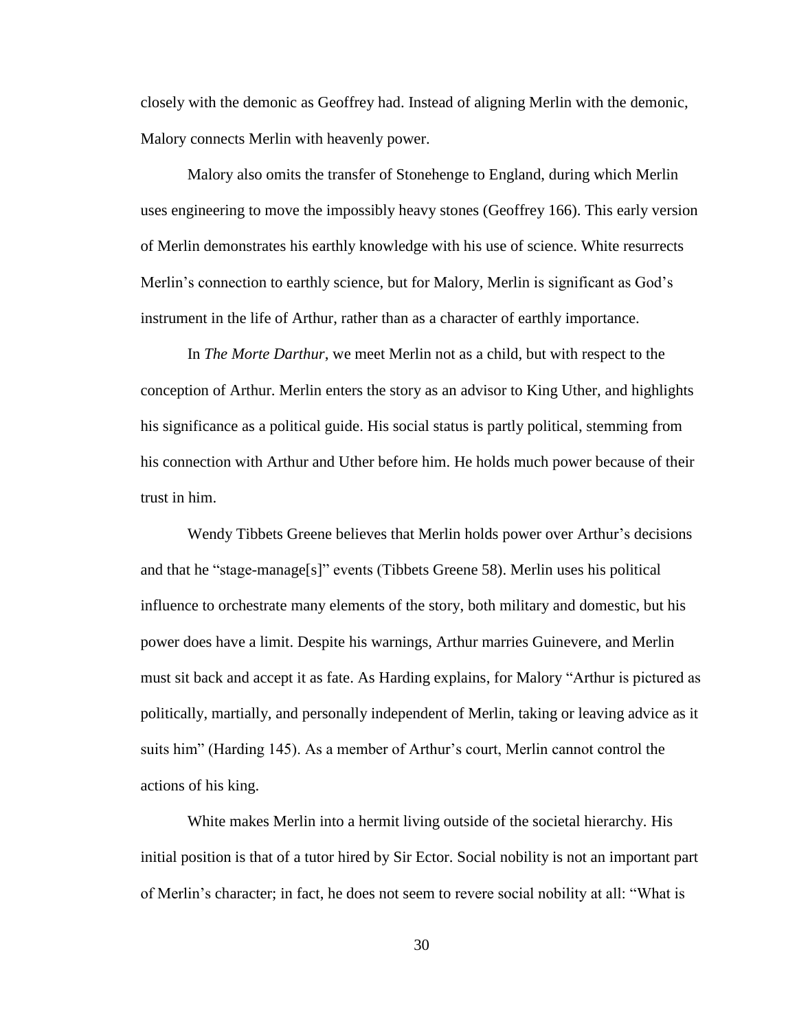closely with the demonic as Geoffrey had. Instead of aligning Merlin with the demonic, Malory connects Merlin with heavenly power.

Malory also omits the transfer of Stonehenge to England, during which Merlin uses engineering to move the impossibly heavy stones (Geoffrey 166). This early version of Merlin demonstrates his earthly knowledge with his use of science. White resurrects Merlin's connection to earthly science, but for Malory, Merlin is significant as God's instrument in the life of Arthur, rather than as a character of earthly importance.

In *The Morte Darthur*, we meet Merlin not as a child, but with respect to the conception of Arthur. Merlin enters the story as an advisor to King Uther, and highlights his significance as a political guide. His social status is partly political, stemming from his connection with Arthur and Uther before him. He holds much power because of their trust in him.

Wendy Tibbets Greene believes that Merlin holds power over Arthur's decisions and that he "stage-manage[s]" events (Tibbets Greene 58). Merlin uses his political influence to orchestrate many elements of the story, both military and domestic, but his power does have a limit. Despite his warnings, Arthur marries Guinevere, and Merlin must sit back and accept it as fate. As Harding explains, for Malory "Arthur is pictured as politically, martially, and personally independent of Merlin, taking or leaving advice as it suits him" (Harding 145). As a member of Arthur's court, Merlin cannot control the actions of his king.

White makes Merlin into a hermit living outside of the societal hierarchy. His initial position is that of a tutor hired by Sir Ector. Social nobility is not an important part of Merlin's character; in fact, he does not seem to revere social nobility at all: "What is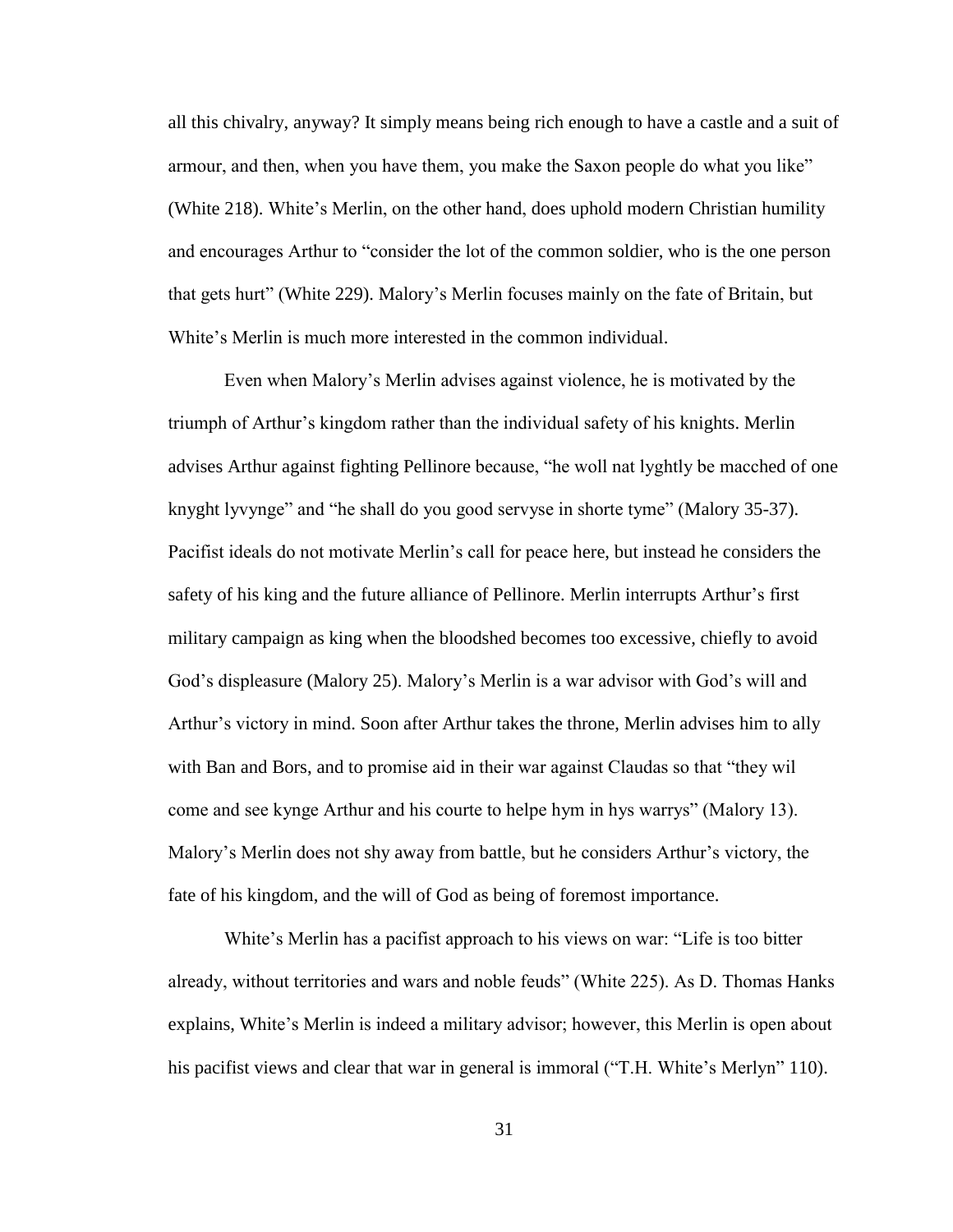all this chivalry, anyway? It simply means being rich enough to have a castle and a suit of armour, and then, when you have them, you make the Saxon people do what you like" (White 218). White's Merlin, on the other hand, does uphold modern Christian humility and encourages Arthur to "consider the lot of the common soldier, who is the one person that gets hurt" (White 229). Malory's Merlin focuses mainly on the fate of Britain, but White's Merlin is much more interested in the common individual.

Even when Malory's Merlin advises against violence, he is motivated by the triumph of Arthur's kingdom rather than the individual safety of his knights. Merlin advises Arthur against fighting Pellinore because, "he woll nat lyghtly be macched of one knyght lyvynge" and "he shall do you good servyse in shorte tyme" (Malory 35-37). Pacifist ideals do not motivate Merlin's call for peace here, but instead he considers the safety of his king and the future alliance of Pellinore. Merlin interrupts Arthur's first military campaign as king when the bloodshed becomes too excessive, chiefly to avoid God's displeasure (Malory 25). Malory's Merlin is a war advisor with God's will and Arthur's victory in mind. Soon after Arthur takes the throne, Merlin advises him to ally with Ban and Bors, and to promise aid in their war against Claudas so that "they wil come and see kynge Arthur and his courte to helpe hym in hys warrys" (Malory 13). Malory's Merlin does not shy away from battle, but he considers Arthur's victory, the fate of his kingdom, and the will of God as being of foremost importance.

White's Merlin has a pacifist approach to his views on war: "Life is too bitter already, without territories and wars and noble feuds" (White 225). As D. Thomas Hanks explains, White's Merlin is indeed a military advisor; however, this Merlin is open about his pacifist views and clear that war in general is immoral ("T.H. White's Merlyn" 110).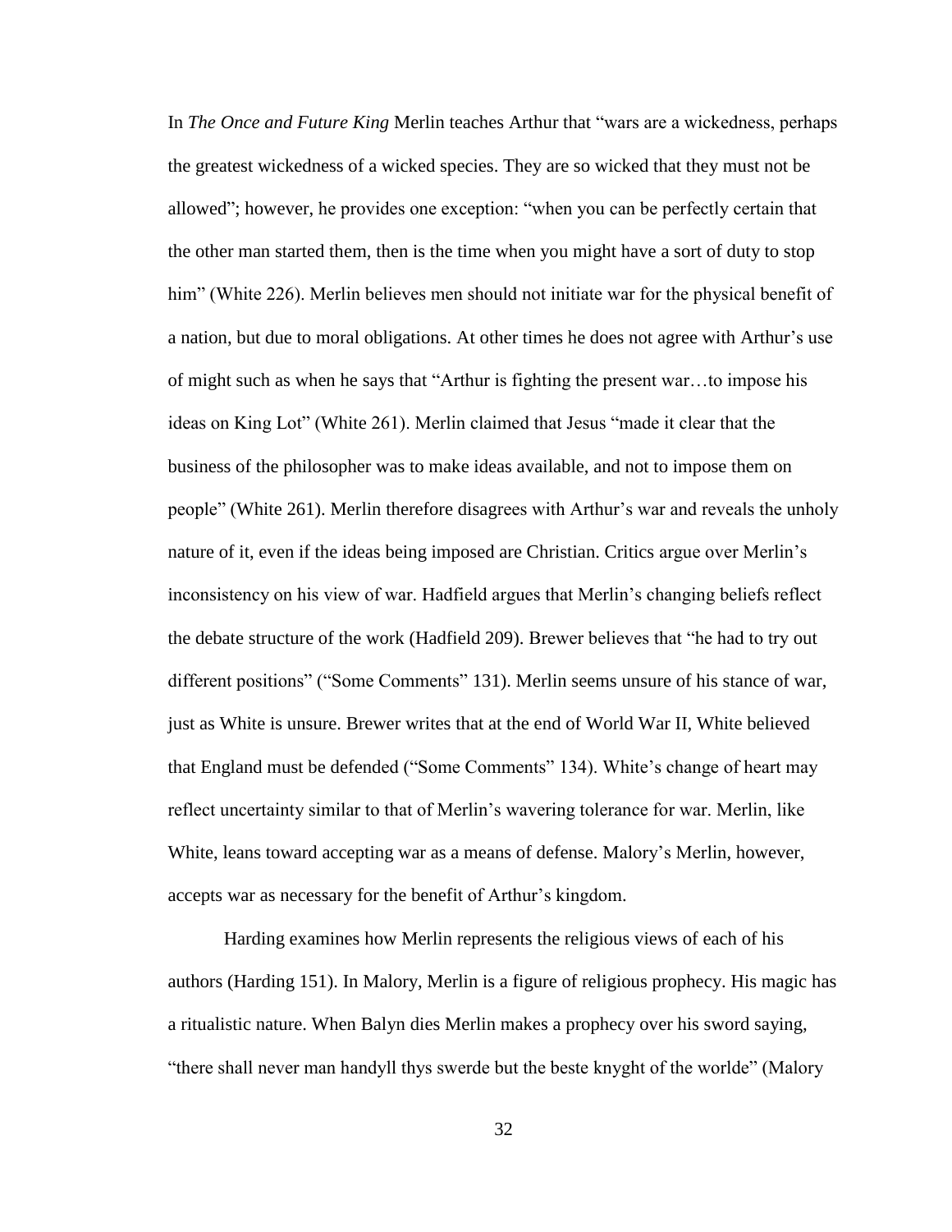In *The Once and Future King* Merlin teaches Arthur that "wars are a wickedness, perhaps the greatest wickedness of a wicked species. They are so wicked that they must not be allowed"; however, he provides one exception: "when you can be perfectly certain that the other man started them, then is the time when you might have a sort of duty to stop him" (White 226). Merlin believes men should not initiate war for the physical benefit of a nation, but due to moral obligations. At other times he does not agree with Arthur's use of might such as when he says that "Arthur is fighting the present war…to impose his ideas on King Lot" (White 261). Merlin claimed that Jesus "made it clear that the business of the philosopher was to make ideas available, and not to impose them on people" (White 261). Merlin therefore disagrees with Arthur's war and reveals the unholy nature of it, even if the ideas being imposed are Christian. Critics argue over Merlin's inconsistency on his view of war. Hadfield argues that Merlin's changing beliefs reflect the debate structure of the work (Hadfield 209). Brewer believes that "he had to try out different positions" ("Some Comments" 131). Merlin seems unsure of his stance of war, just as White is unsure. Brewer writes that at the end of World War II, White believed that England must be defended ("Some Comments" 134). White's change of heart may reflect uncertainty similar to that of Merlin's wavering tolerance for war. Merlin, like White, leans toward accepting war as a means of defense. Malory's Merlin, however, accepts war as necessary for the benefit of Arthur's kingdom.

Harding examines how Merlin represents the religious views of each of his authors (Harding 151). In Malory, Merlin is a figure of religious prophecy. His magic has a ritualistic nature. When Balyn dies Merlin makes a prophecy over his sword saying, "there shall never man handyll thys swerde but the beste knyght of the worlde" (Malory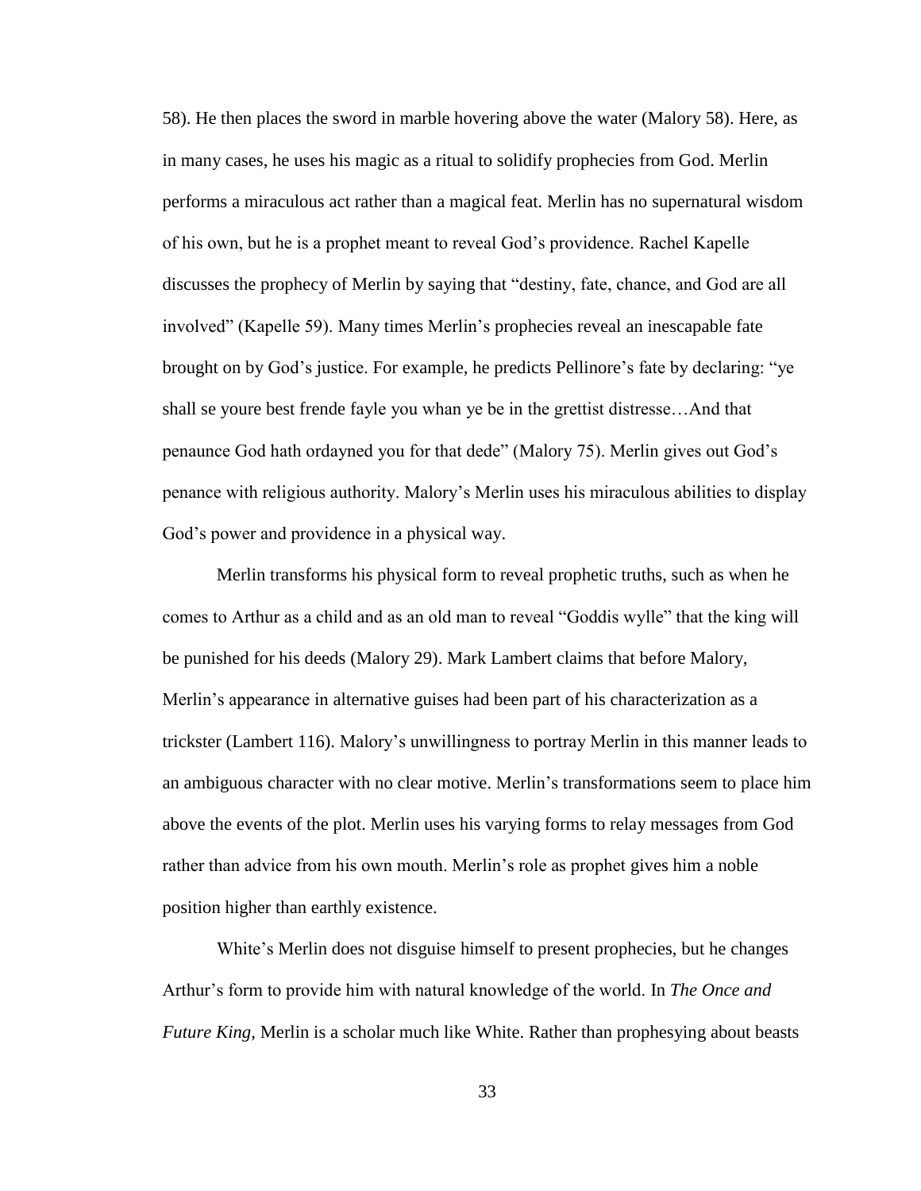58). He then places the sword in marble hovering above the water (Malory 58). Here, as in many cases, he uses his magic as a ritual to solidify prophecies from God. Merlin performs a miraculous act rather than a magical feat. Merlin has no supernatural wisdom of his own, but he is a prophet meant to reveal God's providence. Rachel Kapelle discusses the prophecy of Merlin by saying that "destiny, fate, chance, and God are all involved" (Kapelle 59). Many times Merlin's prophecies reveal an inescapable fate brought on by God's justice. For example, he predicts Pellinore's fate by declaring: "ye shall se youre best frende fayle you whan ye be in the grettist distresse…And that penaunce God hath ordayned you for that dede" (Malory 75). Merlin gives out God's penance with religious authority. Malory's Merlin uses his miraculous abilities to display God's power and providence in a physical way.

Merlin transforms his physical form to reveal prophetic truths, such as when he comes to Arthur as a child and as an old man to reveal "Goddis wylle" that the king will be punished for his deeds (Malory 29). Mark Lambert claims that before Malory, Merlin's appearance in alternative guises had been part of his characterization as a trickster (Lambert 116). Malory's unwillingness to portray Merlin in this manner leads to an ambiguous character with no clear motive. Merlin's transformations seem to place him above the events of the plot. Merlin uses his varying forms to relay messages from God rather than advice from his own mouth. Merlin's role as prophet gives him a noble position higher than earthly existence.

White's Merlin does not disguise himself to present prophecies, but he changes Arthur's form to provide him with natural knowledge of the world. In *The Once and Future King*, Merlin is a scholar much like White. Rather than prophesying about beasts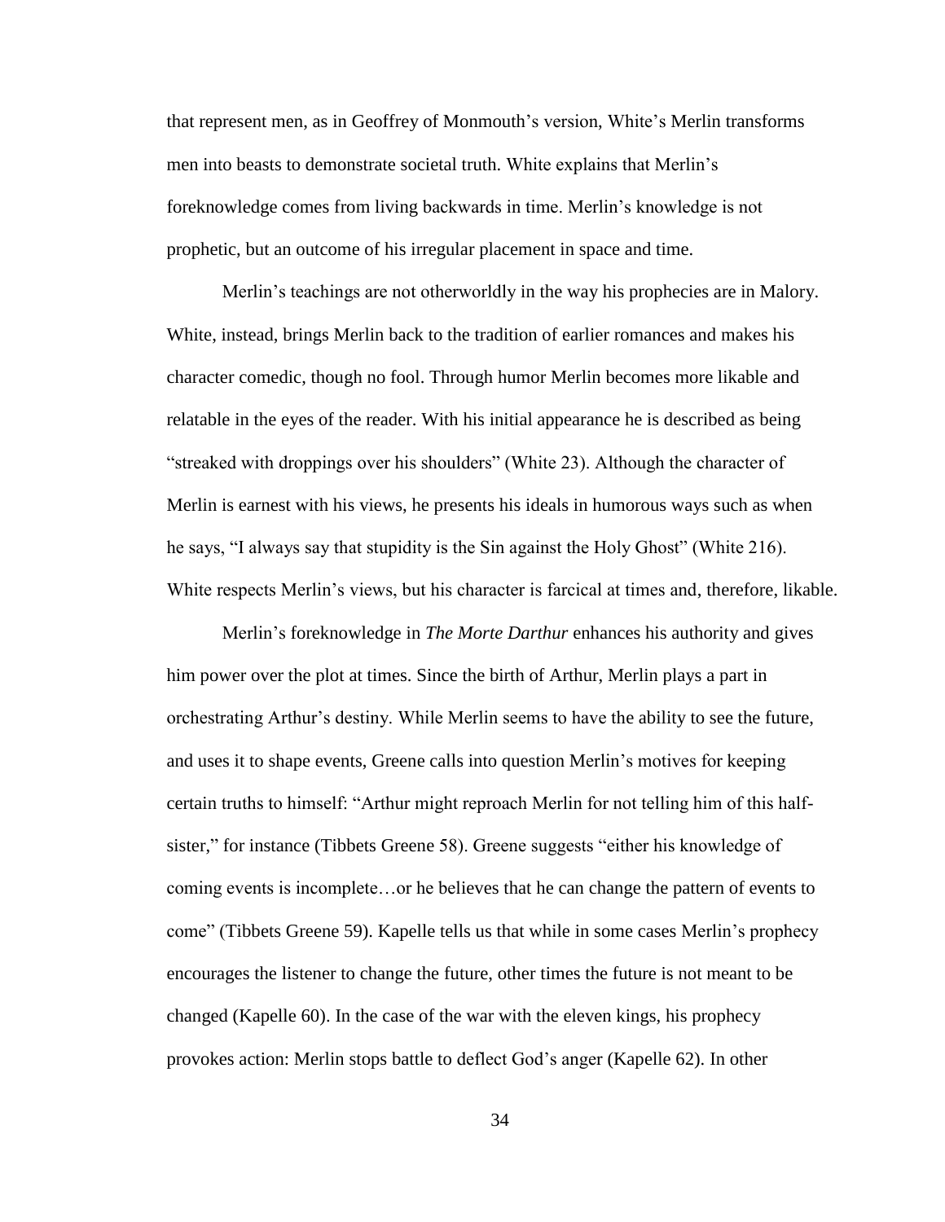that represent men, as in Geoffrey of Monmouth's version, White's Merlin transforms men into beasts to demonstrate societal truth. White explains that Merlin's foreknowledge comes from living backwards in time. Merlin's knowledge is not prophetic, but an outcome of his irregular placement in space and time.

Merlin's teachings are not otherworldly in the way his prophecies are in Malory. White, instead, brings Merlin back to the tradition of earlier romances and makes his character comedic, though no fool. Through humor Merlin becomes more likable and relatable in the eyes of the reader. With his initial appearance he is described as being "streaked with droppings over his shoulders" (White 23). Although the character of Merlin is earnest with his views, he presents his ideals in humorous ways such as when he says, "I always say that stupidity is the Sin against the Holy Ghost" (White 216). White respects Merlin's views, but his character is farcical at times and, therefore, likable.

Merlin's foreknowledge in *The Morte Darthur* enhances his authority and gives him power over the plot at times. Since the birth of Arthur, Merlin plays a part in orchestrating Arthur's destiny. While Merlin seems to have the ability to see the future, and uses it to shape events, Greene calls into question Merlin's motives for keeping certain truths to himself: "Arthur might reproach Merlin for not telling him of this half-sister," for instance (Tibbets Greene 58). Greene suggests "either his knowledge of coming events is incomplete…or he believes that he can change the pattern of events to come" (Tibbets Greene 59). Kapelle tells us that while in some cases Merlin's prophecy encourages the listener to change the future, other times the future is not meant to be changed (Kapelle 60). In the case of the war with the eleven kings, his prophecy provokes action: Merlin stops battle to deflect God's anger (Kapelle 62). In other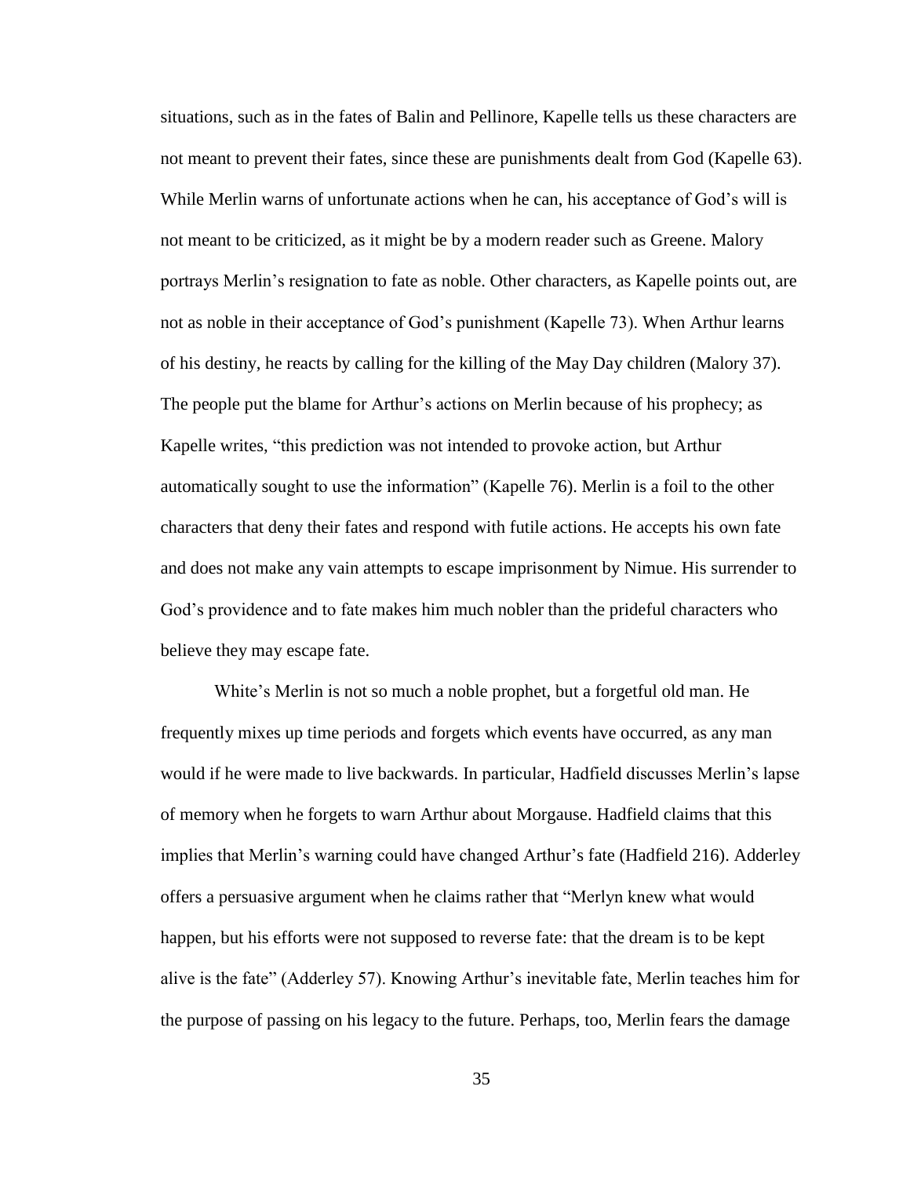situations, such as in the fates of Balin and Pellinore, Kapelle tells us these characters are not meant to prevent their fates, since these are punishments dealt from God (Kapelle 63). While Merlin warns of unfortunate actions when he can, his acceptance of God's will is not meant to be criticized, as it might be by a modern reader such as Greene. Malory portrays Merlin's resignation to fate as noble. Other characters, as Kapelle points out, are not as noble in their acceptance of God's punishment (Kapelle 73). When Arthur learns of his destiny, he reacts by calling for the killing of the May Day children (Malory 37). The people put the blame for Arthur's actions on Merlin because of his prophecy; as Kapelle writes, "this prediction was not intended to provoke action, but Arthur automatically sought to use the information" (Kapelle 76). Merlin is a foil to the other characters that deny their fates and respond with futile actions. He accepts his own fate and does not make any vain attempts to escape imprisonment by Nimue. His surrender to God's providence and to fate makes him much nobler than the prideful characters who believe they may escape fate.

White's Merlin is not so much a noble prophet, but a forgetful old man. He frequently mixes up time periods and forgets which events have occurred, as any man would if he were made to live backwards. In particular, Hadfield discusses Merlin's lapse of memory when he forgets to warn Arthur about Morgause. Hadfield claims that this implies that Merlin's warning could have changed Arthur's fate (Hadfield 216). Adderley offers a persuasive argument when he claims rather that "Merlyn knew what would happen, but his efforts were not supposed to reverse fate: that the dream is to be kept alive is the fate" (Adderley 57). Knowing Arthur's inevitable fate, Merlin teaches him for the purpose of passing on his legacy to the future. Perhaps, too, Merlin fears the damage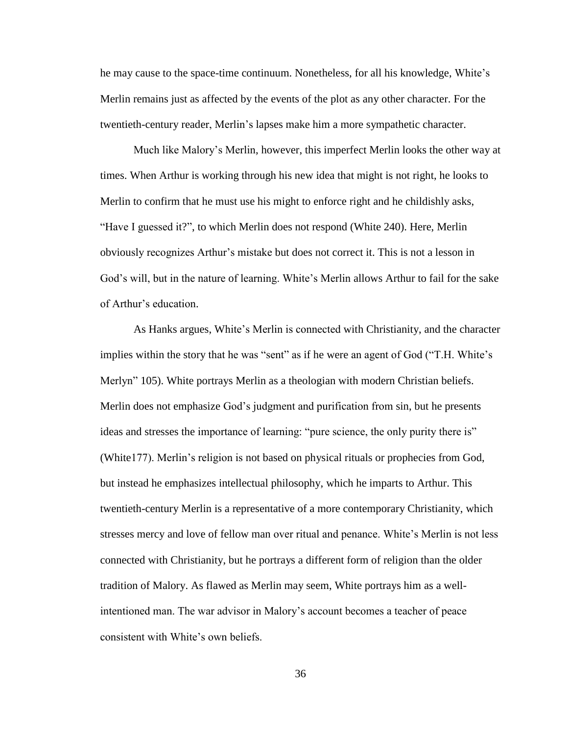he may cause to the space-time continuum. Nonetheless, for all his knowledge, White's Merlin remains just as affected by the events of the plot as any other character. For the twentieth-century reader, Merlin's lapses make him a more sympathetic character.

Much like Malory's Merlin, however, this imperfect Merlin looks the other way at times. When Arthur is working through his new idea that might is not right, he looks to Merlin to confirm that he must use his might to enforce right and he childishly asks, "Have I guessed it?", to which Merlin does not respond (White 240). Here, Merlin obviously recognizes Arthur's mistake but does not correct it. This is not a lesson in God's will, but in the nature of learning. White's Merlin allows Arthur to fail for the sake of Arthur's education.

As Hanks argues, White's Merlin is connected with Christianity, and the character implies within the story that he was "sent" as if he were an agent of God ("T.H. White's Merlyn" 105). White portrays Merlin as a theologian with modern Christian beliefs. Merlin does not emphasize God's judgment and purification from sin, but he presents ideas and stresses the importance of learning: "pure science, the only purity there is" (White177). Merlin's religion is not based on physical rituals or prophecies from God, but instead he emphasizes intellectual philosophy, which he imparts to Arthur. This twentieth-century Merlin is a representative of a more contemporary Christianity, which stresses mercy and love of fellow man over ritual and penance. White's Merlin is not less connected with Christianity, but he portrays a different form of religion than the older tradition of Malory. As flawed as Merlin may seem, White portrays him as a well-intentioned man. The war advisor in Malory's account becomes a teacher of peace consistent with White's own beliefs.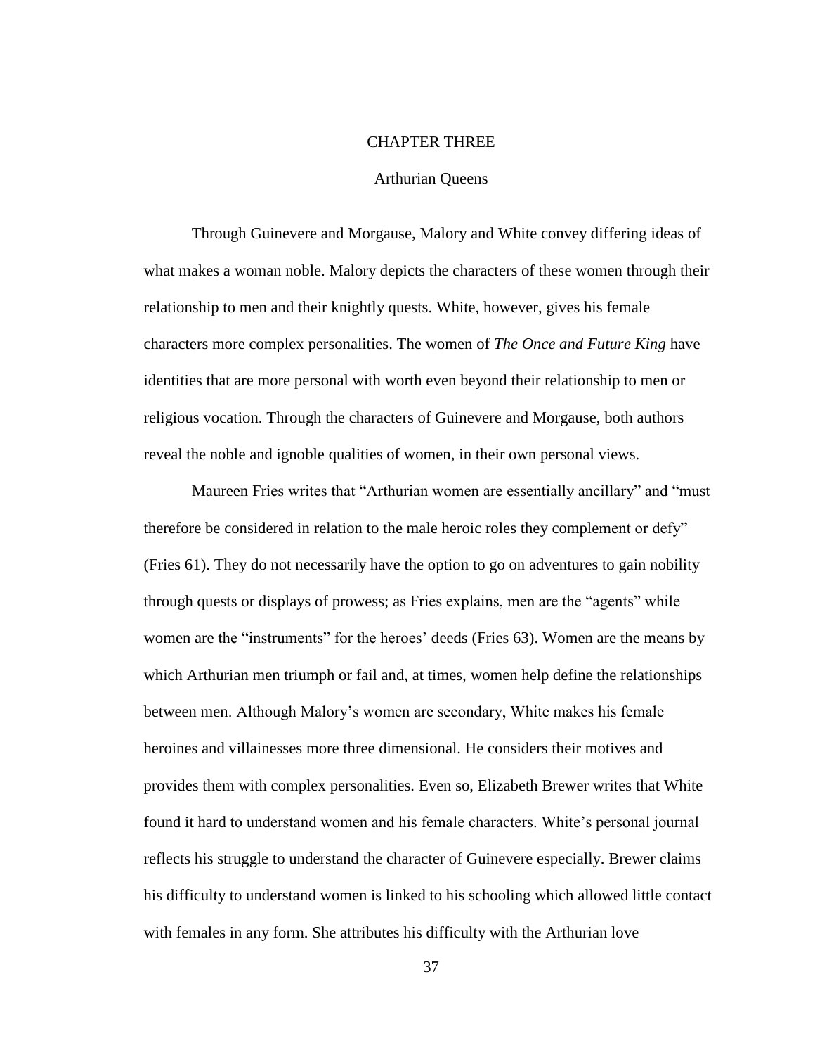# CHAPTER THREE

## Arthurian Queens

Through Guinevere and Morgause, Malory and White convey differing ideas of what makes a woman noble. Malory depicts the characters of these women through their relationship to men and their knightly quests. White, however, gives his female characters more complex personalities. The women of *The Once and Future King* have identities that are more personal with worth even beyond their relationship to men or religious vocation. Through the characters of Guinevere and Morgause, both authors reveal the noble and ignoble qualities of women, in their own personal views.

Maureen Fries writes that "Arthurian women are essentially ancillary" and "must therefore be considered in relation to the male heroic roles they complement or defy" (Fries 61). They do not necessarily have the option to go on adventures to gain nobility through quests or displays of prowess; as Fries explains, men are the "agents" while women are the "instruments" for the heroes' deeds (Fries 63). Women are the means by which Arthurian men triumph or fail and, at times, women help define the relationships between men. Although Malory's women are secondary, White makes his female heroines and villainesses more three dimensional. He considers their motives and provides them with complex personalities. Even so, Elizabeth Brewer writes that White found it hard to understand women and his female characters. White's personal journal reflects his struggle to understand the character of Guinevere especially. Brewer claims his difficulty to understand women is linked to his schooling which allowed little contact with females in any form. She attributes his difficulty with the Arthurian love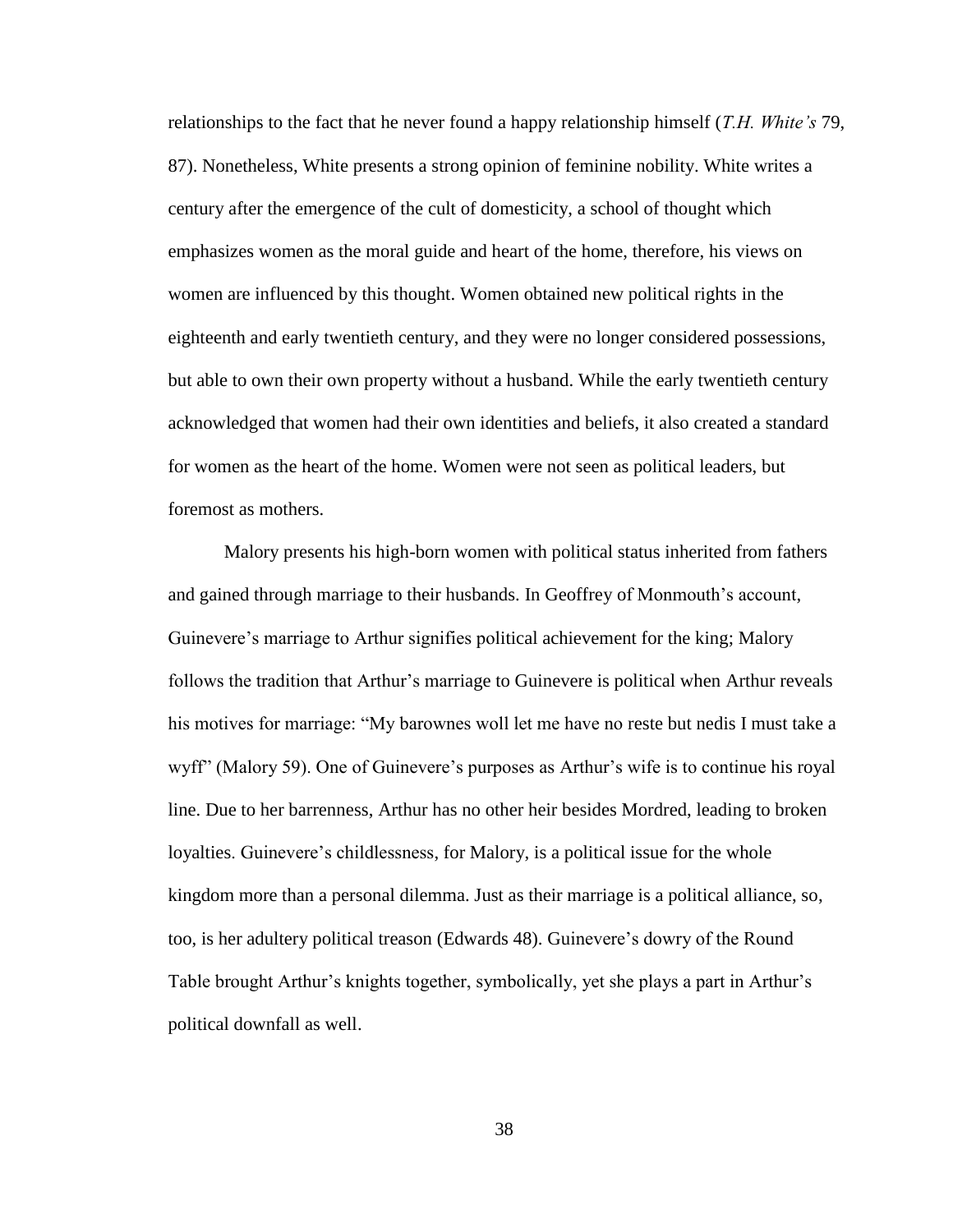relationships to the fact that he never found a happy relationship himself (*T.H. White's* 79, 87). Nonetheless, White presents a strong opinion of feminine nobility. White writes a century after the emergence of the cult of domesticity, a school of thought which emphasizes women as the moral guide and heart of the home, therefore, his views on women are influenced by this thought. Women obtained new political rights in the eighteenth and early twentieth century, and they were no longer considered possessions, but able to own their own property without a husband. While the early twentieth century acknowledged that women had their own identities and beliefs, it also created a standard for women as the heart of the home. Women were not seen as political leaders, but foremost as mothers.

Malory presents his high-born women with political status inherited from fathers and gained through marriage to their husbands. In Geoffrey of Monmouth's account, Guinevere's marriage to Arthur signifies political achievement for the king; Malory follows the tradition that Arthur's marriage to Guinevere is political when Arthur reveals his motives for marriage: "My barownes woll let me have no reste but nedis I must take a wyff" (Malory 59). One of Guinevere's purposes as Arthur's wife is to continue his royal line. Due to her barrenness, Arthur has no other heir besides Mordred, leading to broken loyalties. Guinevere's childlessness, for Malory, is a political issue for the whole kingdom more than a personal dilemma. Just as their marriage is a political alliance, so, too, is her adultery political treason (Edwards 48). Guinevere's dowry of the Round Table brought Arthur's knights together, symbolically, yet she plays a part in Arthur's political downfall as well.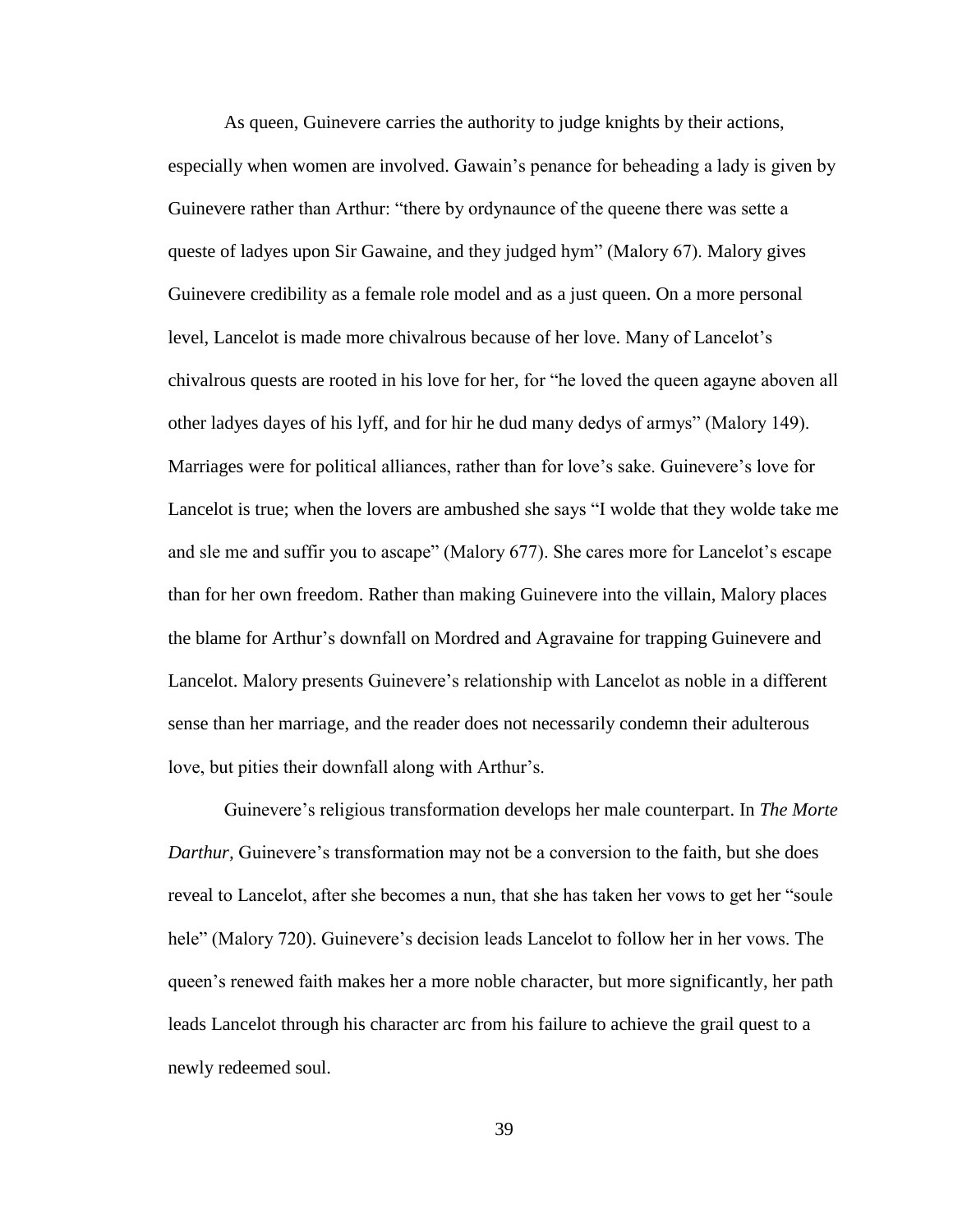As queen, Guinevere carries the authority to judge knights by their actions, especially when women are involved. Gawain's penance for beheading a lady is given by Guinevere rather than Arthur: "there by ordynaunce of the queene there was sette a queste of ladyes upon Sir Gawaine, and they judged hym" (Malory 67). Malory gives Guinevere credibility as a female role model and as a just queen. On a more personal level, Lancelot is made more chivalrous because of her love. Many of Lancelot's chivalrous quests are rooted in his love for her, for "he loved the queen agayne aboven all other ladyes dayes of his lyff, and for hir he dud many dedys of armys" (Malory 149). Marriages were for political alliances, rather than for love's sake. Guinevere's love for Lancelot is true; when the lovers are ambushed she says "I wolde that they wolde take me and sle me and suffir you to ascape" (Malory 677). She cares more for Lancelot's escape than for her own freedom. Rather than making Guinevere into the villain, Malory places the blame for Arthur's downfall on Mordred and Agravaine for trapping Guinevere and Lancelot. Malory presents Guinevere's relationship with Lancelot as noble in a different sense than her marriage, and the reader does not necessarily condemn their adulterous love, but pities their downfall along with Arthur's.

Guinevere's religious transformation develops her male counterpart. In *The Morte Darthur*, Guinevere's transformation may not be a conversion to the faith, but she does reveal to Lancelot, after she becomes a nun, that she has taken her vows to get her "soule hele" (Malory 720). Guinevere's decision leads Lancelot to follow her in her vows. The queen's renewed faith makes her a more noble character, but more significantly, her path leads Lancelot through his character arc from his failure to achieve the grail quest to a newly redeemed soul.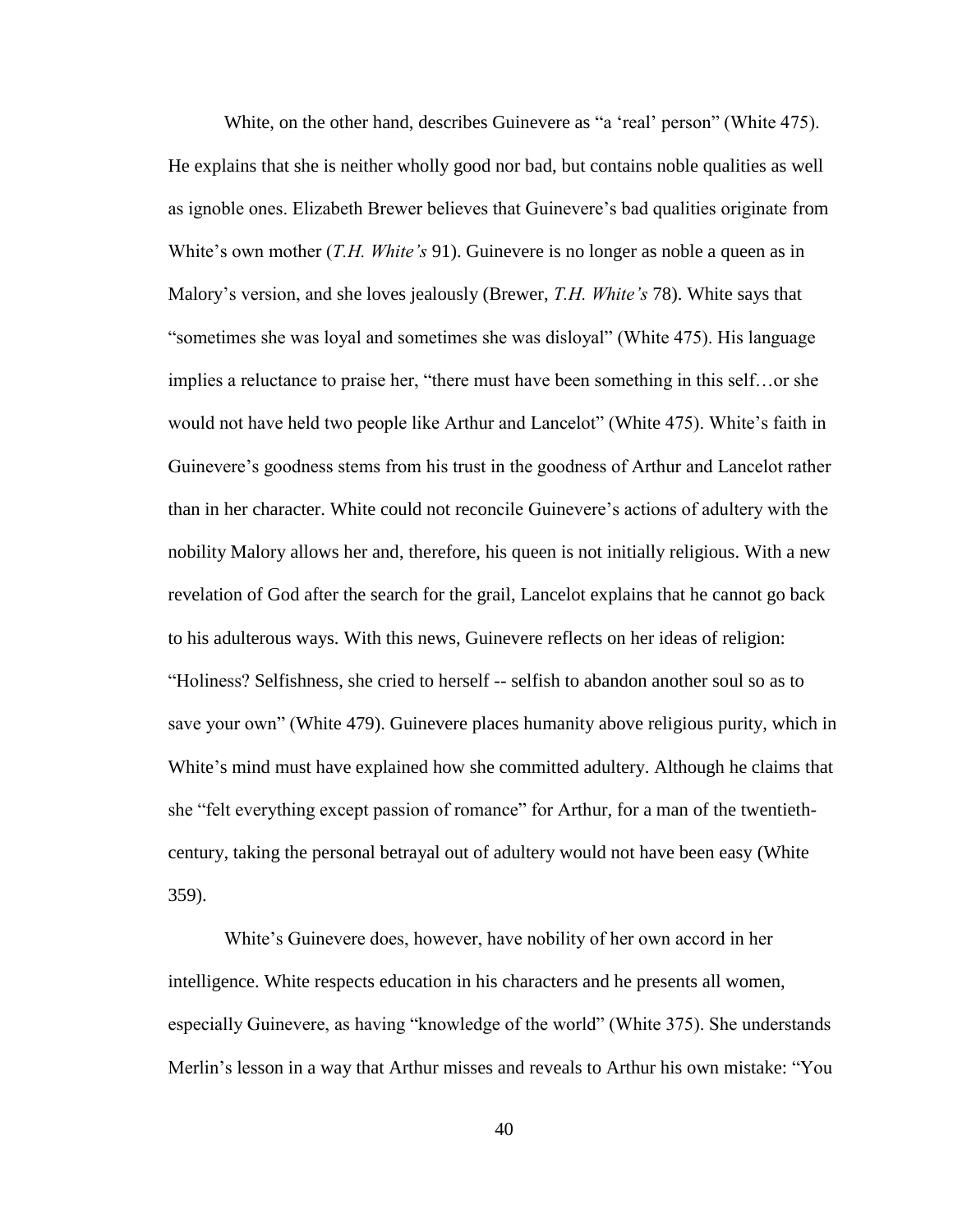White, on the other hand, describes Guinevere as "a 'real' person" (White 475). He explains that she is neither wholly good nor bad, but contains noble qualities as well as ignoble ones. Elizabeth Brewer believes that Guinevere's bad qualities originate from White's own mother (*T.H. White's* 91). Guinevere is no longer as noble a queen as in Malory's version, and she loves jealously (Brewer, *T.H. White's* 78). White says that "sometimes she was loyal and sometimes she was disloyal" (White 475). His language implies a reluctance to praise her, "there must have been something in this self…or she would not have held two people like Arthur and Lancelot" (White 475). White's faith in Guinevere's goodness stems from his trust in the goodness of Arthur and Lancelot rather than in her character. White could not reconcile Guinevere's actions of adultery with the nobility Malory allows her and, therefore, his queen is not initially religious. With a new revelation of God after the search for the grail, Lancelot explains that he cannot go back to his adulterous ways. With this news, Guinevere reflects on her ideas of religion: "Holiness? Selfishness, she cried to herself -- selfish to abandon another soul so as to save your own" (White 479). Guinevere places humanity above religious purity, which in White's mind must have explained how she committed adultery. Although he claims that she "felt everything except passion of romance" for Arthur, for a man of the twentieth-century, taking the personal betrayal out of adultery would not have been easy (White 359).

White's Guinevere does, however, have nobility of her own accord in her intelligence. White respects education in his characters and he presents all women, especially Guinevere, as having "knowledge of the world" (White 375). She understands Merlin's lesson in a way that Arthur misses and reveals to Arthur his own mistake: "You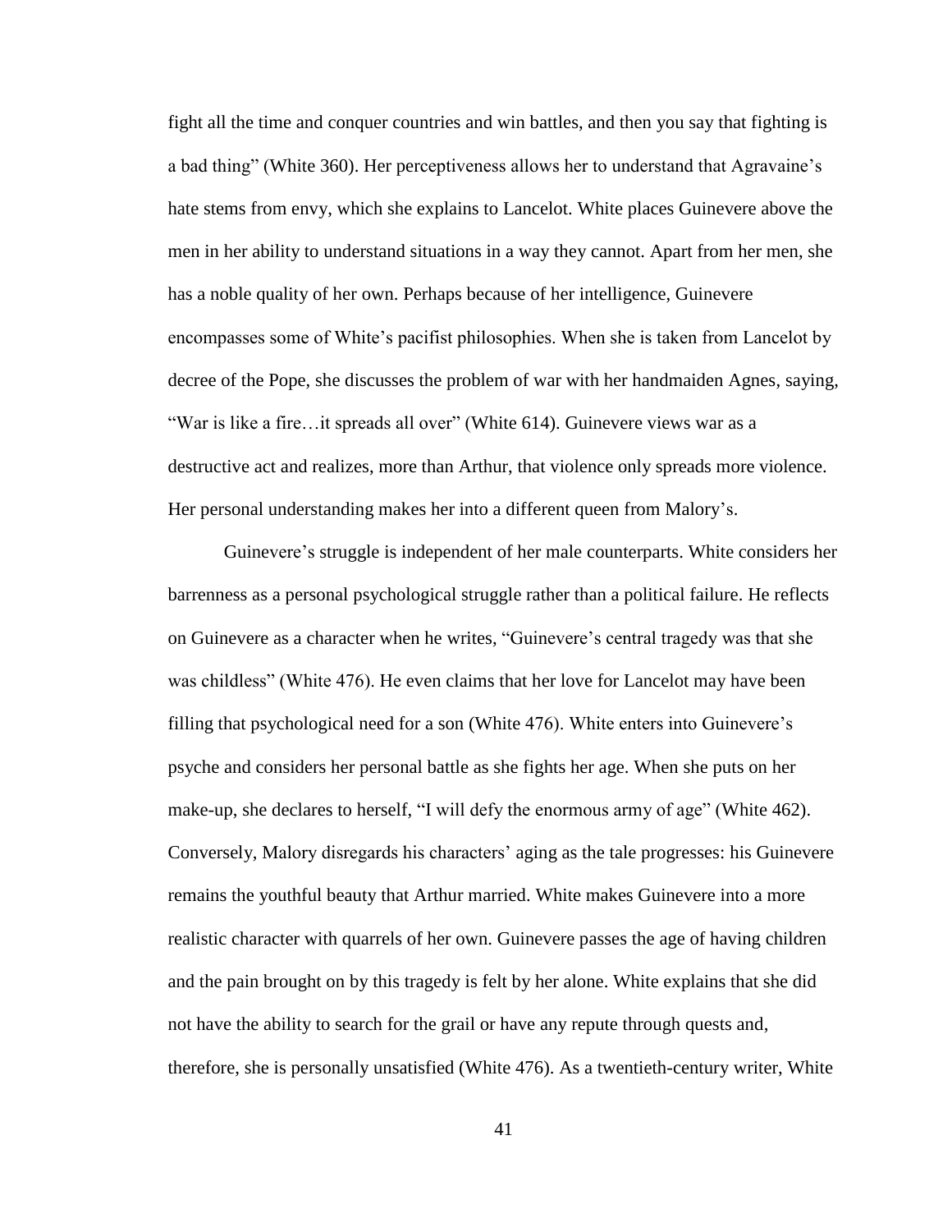fight all the time and conquer countries and win battles, and then you say that fighting is a bad thing" (White 360). Her perceptiveness allows her to understand that Agravaine's hate stems from envy, which she explains to Lancelot. White places Guinevere above the men in her ability to understand situations in a way they cannot. Apart from her men, she has a noble quality of her own. Perhaps because of her intelligence, Guinevere encompasses some of White's pacifist philosophies. When she is taken from Lancelot by decree of the Pope, she discusses the problem of war with her handmaiden Agnes, saying, "War is like a fire…it spreads all over" (White 614). Guinevere views war as a destructive act and realizes, more than Arthur, that violence only spreads more violence. Her personal understanding makes her into a different queen from Malory's.

Guinevere's struggle is independent of her male counterparts. White considers her barrenness as a personal psychological struggle rather than a political failure. He reflects on Guinevere as a character when he writes, "Guinevere's central tragedy was that she was childless" (White 476). He even claims that her love for Lancelot may have been filling that psychological need for a son (White 476). White enters into Guinevere's psyche and considers her personal battle as she fights her age. When she puts on her make-up, she declares to herself, "I will defy the enormous army of age" (White 462). Conversely, Malory disregards his characters' aging as the tale progresses: his Guinevere remains the youthful beauty that Arthur married. White makes Guinevere into a more realistic character with quarrels of her own. Guinevere passes the age of having children and the pain brought on by this tragedy is felt by her alone. White explains that she did not have the ability to search for the grail or have any repute through quests and, therefore, she is personally unsatisfied (White 476). As a twentieth-century writer, White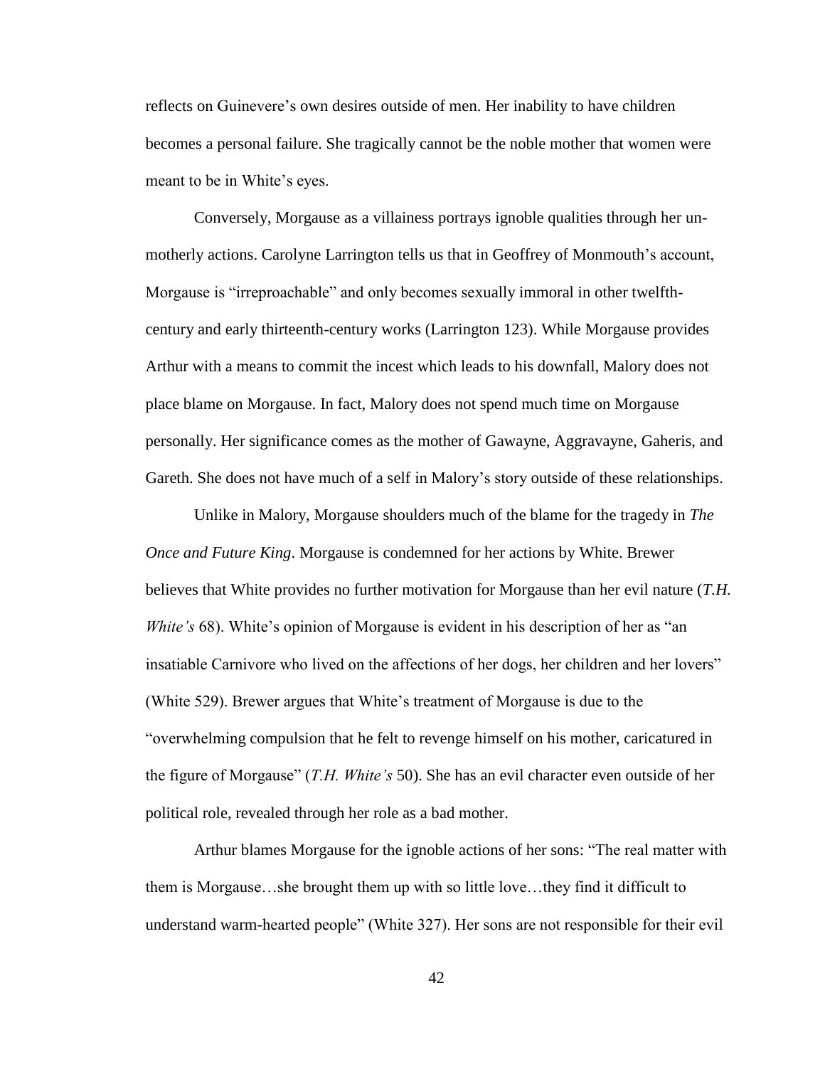reflects on Guinevere's own desires outside of men. Her inability to have children becomes a personal failure. She tragically cannot be the noble mother that women were meant to be in White's eyes.

Conversely, Morgause as a villainess portrays ignoble qualities through her un-motherly actions. Carolyne Larrington tells us that in Geoffrey of Monmouth's account, Morgause is "irreproachable" and only becomes sexually immoral in other twelfth-century and early thirteenth-century works (Larrington 123). While Morgause provides Arthur with a means to commit the incest which leads to his downfall, Malory does not place blame on Morgause. In fact, Malory does not spend much time on Morgause personally. Her significance comes as the mother of Gawayne, Aggravayne, Gaheris, and Gareth. She does not have much of a self in Malory's story outside of these relationships.

Unlike in Malory, Morgause shoulders much of the blame for the tragedy in *The Once and Future King*. Morgause is condemned for her actions by White. Brewer believes that White provides no further motivation for Morgause than her evil nature (*T.H. White's* 68). White's opinion of Morgause is evident in his description of her as "an insatiable Carnivore who lived on the affections of her dogs, her children and her lovers" (White 529). Brewer argues that White's treatment of Morgause is due to the "overwhelming compulsion that he felt to revenge himself on his mother, caricatured in the figure of Morgause" (*T.H. White's* 50). She has an evil character even outside of her political role, revealed through her role as a bad mother.

Arthur blames Morgause for the ignoble actions of her sons: "The real matter with them is Morgause…she brought them up with so little love…they find it difficult to understand warm-hearted people" (White 327). Her sons are not responsible for their evil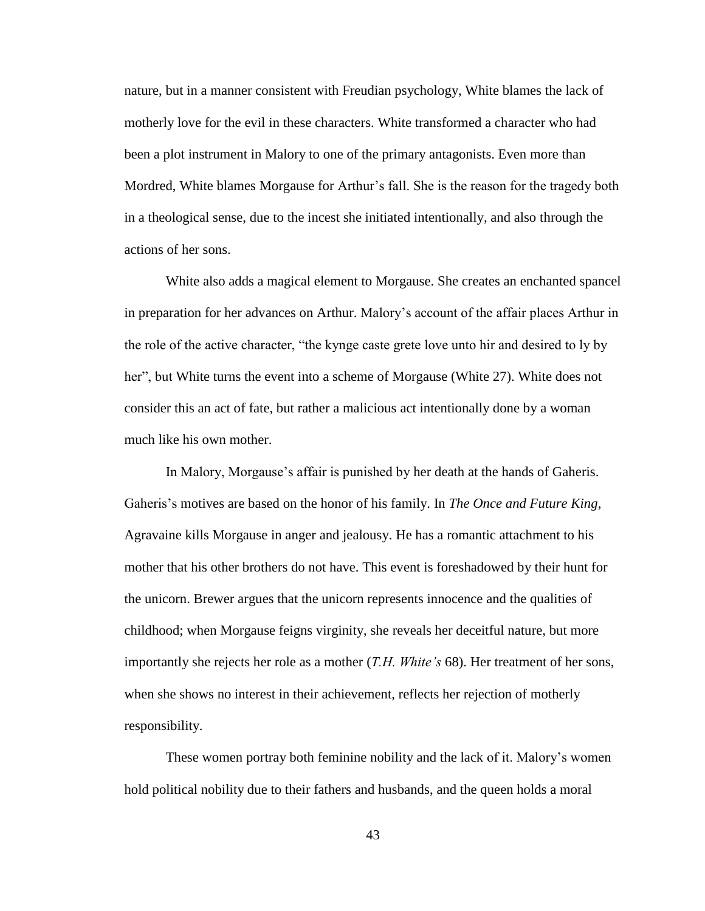nature, but in a manner consistent with Freudian psychology, White blames the lack of motherly love for the evil in these characters. White transformed a character who had been a plot instrument in Malory to one of the primary antagonists. Even more than Mordred, White blames Morgause for Arthur's fall. She is the reason for the tragedy both in a theological sense, due to the incest she initiated intentionally, and also through the actions of her sons.

White also adds a magical element to Morgause. She creates an enchanted spancel in preparation for her advances on Arthur. Malory's account of the affair places Arthur in the role of the active character, "the kynge caste grete love unto hir and desired to ly by her", but White turns the event into a scheme of Morgause (White 27). White does not consider this an act of fate, but rather a malicious act intentionally done by a woman much like his own mother.

In Malory, Morgause's affair is punished by her death at the hands of Gaheris. Gaheris's motives are based on the honor of his family. In *The Once and Future King*, Agravaine kills Morgause in anger and jealousy. He has a romantic attachment to his mother that his other brothers do not have. This event is foreshadowed by their hunt for the unicorn. Brewer argues that the unicorn represents innocence and the qualities of childhood; when Morgause feigns virginity, she reveals her deceitful nature, but more importantly she rejects her role as a mother (*T.H. White's* 68). Her treatment of her sons, when she shows no interest in their achievement, reflects her rejection of motherly responsibility.

These women portray both feminine nobility and the lack of it. Malory's women hold political nobility due to their fathers and husbands, and the queen holds a moral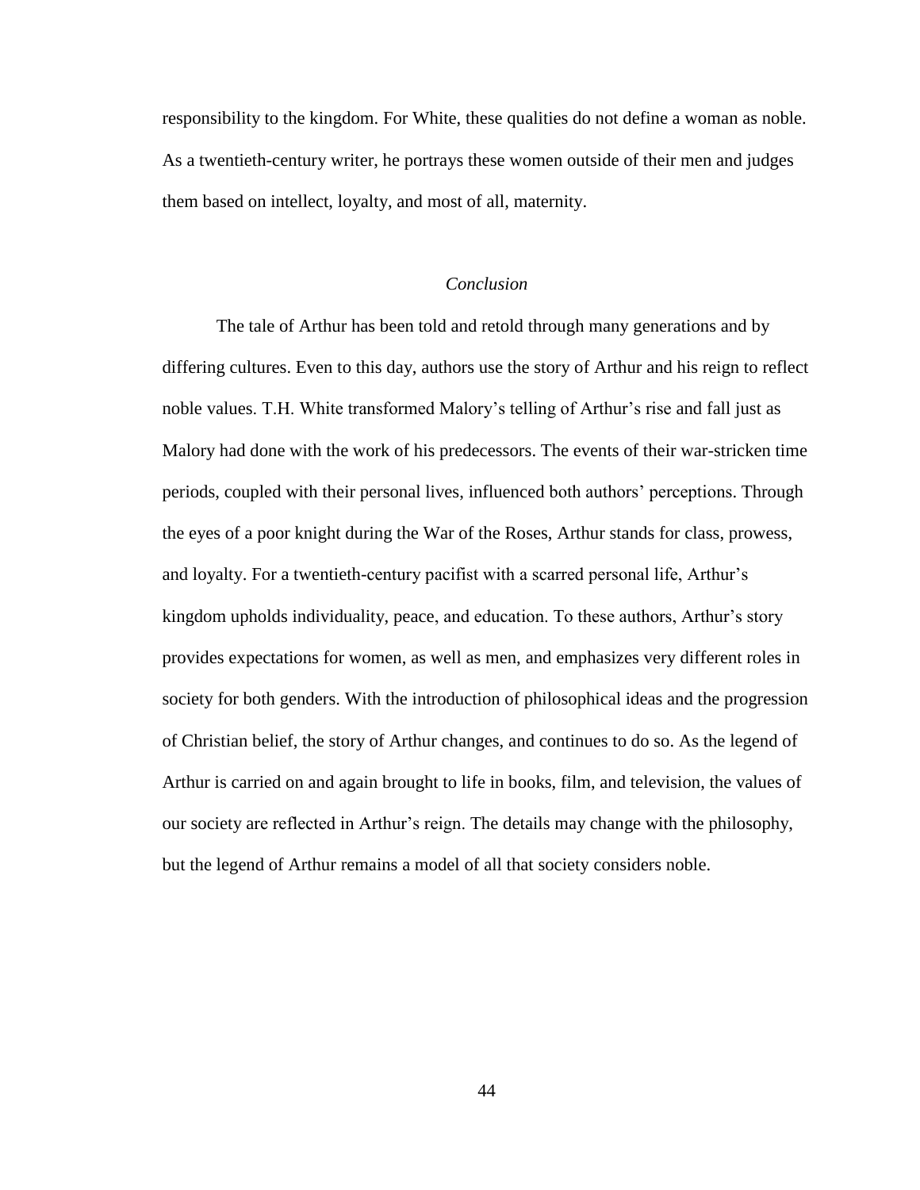responsibility to the kingdom. For White, these qualities do not define a woman as noble. As a twentieth-century writer, he portrays these women outside of their men and judges them based on intellect, loyalty, and most of all, maternity.

## *Conclusion*

The tale of Arthur has been told and retold through many generations and by differing cultures. Even to this day, authors use the story of Arthur and his reign to reflect noble values. T.H. White transformed Malory's telling of Arthur's rise and fall just as Malory had done with the work of his predecessors. The events of their war-stricken time periods, coupled with their personal lives, influenced both authors' perceptions. Through the eyes of a poor knight during the War of the Roses, Arthur stands for class, prowess, and loyalty. For a twentieth-century pacifist with a scarred personal life, Arthur's kingdom upholds individuality, peace, and education. To these authors, Arthur's story provides expectations for women, as well as men, and emphasizes very different roles in society for both genders. With the introduction of philosophical ideas and the progression of Christian belief, the story of Arthur changes, and continues to do so. As the legend of Arthur is carried on and again brought to life in books, film, and television, the values of our society are reflected in Arthur's reign. The details may change with the philosophy, but the legend of Arthur remains a model of all that society considers noble.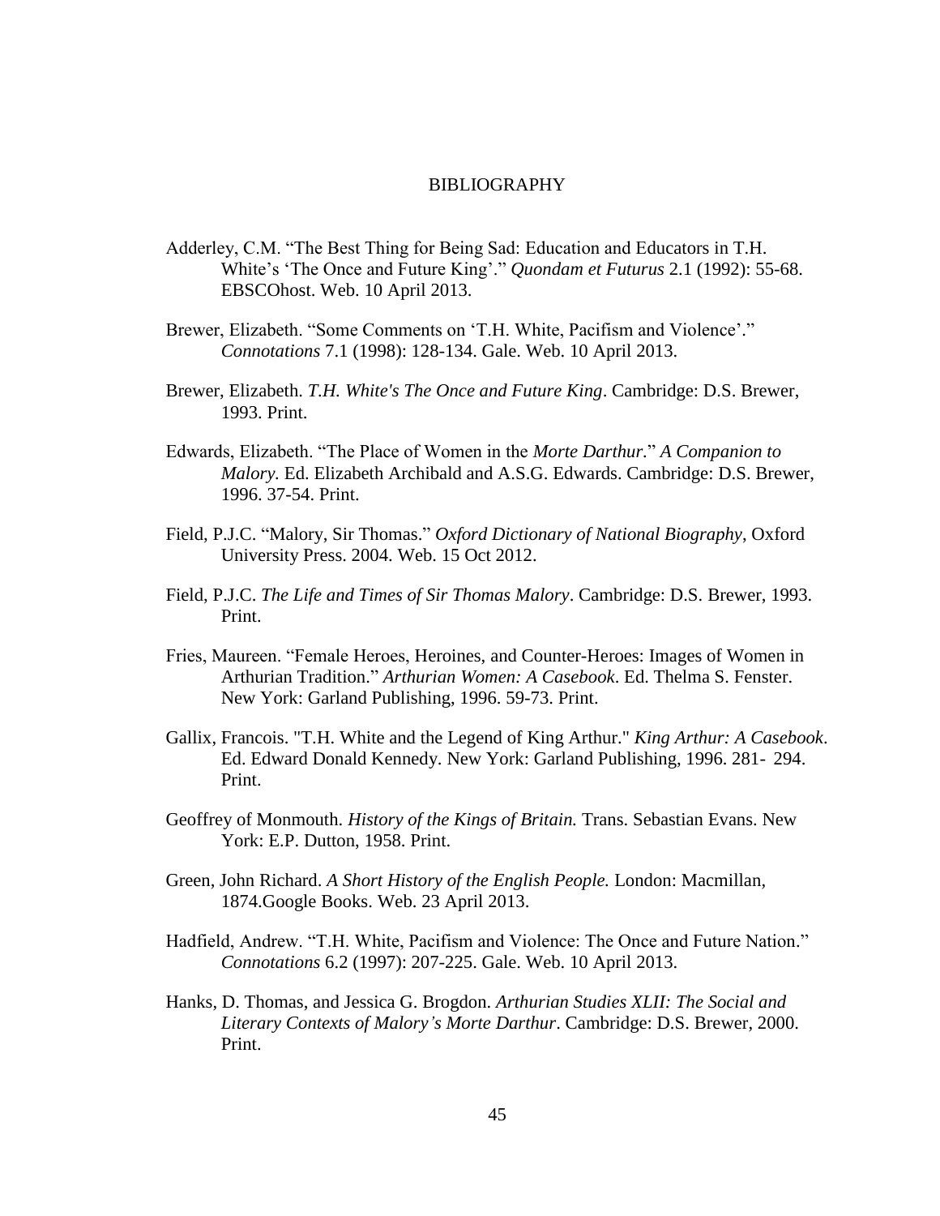# BIBLIOGRAPHY

Adderley, C.M. "The Best Thing for Being Sad: Education and Educators in T.H. White's 'The Once and Future King'." *Quondam et Futurus* 2.1 (1992): 55-68. EBSCOhost. Web. 10 April 2013.

Brewer, Elizabeth. "Some Comments on 'T.H. White, Pacifism and Violence'." *Connotations* 7.1 (1998): 128-134. Gale. Web. 10 April 2013.

Brewer, Elizabeth. *T.H. White's The Once and Future King*. Cambridge: D.S. Brewer, 1993. Print.

Edwards, Elizabeth. "The Place of Women in the *Morte Darthur*." *A Companion to Malory.* Ed. Elizabeth Archibald and A.S.G. Edwards. Cambridge: D.S. Brewer, 1996. 37-54. Print.

Field, P.J.C. "Malory, Sir Thomas." *Oxford Dictionary of National Biography*, Oxford University Press. 2004. Web. 15 Oct 2012.

Field, P.J.C. *The Life and Times of Sir Thomas Malory*. Cambridge: D.S. Brewer, 1993. Print.

Fries, Maureen. "Female Heroes, Heroines, and Counter-Heroes: Images of Women in Arthurian Tradition." *Arthurian Women: A Casebook*. Ed. Thelma S. Fenster. New York: Garland Publishing, 1996. 59-73. Print.

Gallix, Francois. "T.H. White and the Legend of King Arthur." *King Arthur: A Casebook*. Ed. Edward Donald Kennedy. New York: Garland Publishing, 1996. 281- 294. Print.

Geoffrey of Monmouth. *History of the Kings of Britain.* Trans. Sebastian Evans. New York: E.P. Dutton, 1958. Print.

Green, John Richard. *A Short History of the English People.* London: Macmillan, 1874.Google Books. Web. 23 April 2013.

Hadfield, Andrew. "T.H. White, Pacifism and Violence: The Once and Future Nation." *Connotations* 6.2 (1997): 207-225. Gale. Web. 10 April 2013.

Hanks, D. Thomas, and Jessica G. Brogdon. *Arthurian Studies XLII: The Social and Literary Contexts of Malory's Morte Darthur*. Cambridge: D.S. Brewer, 2000. Print.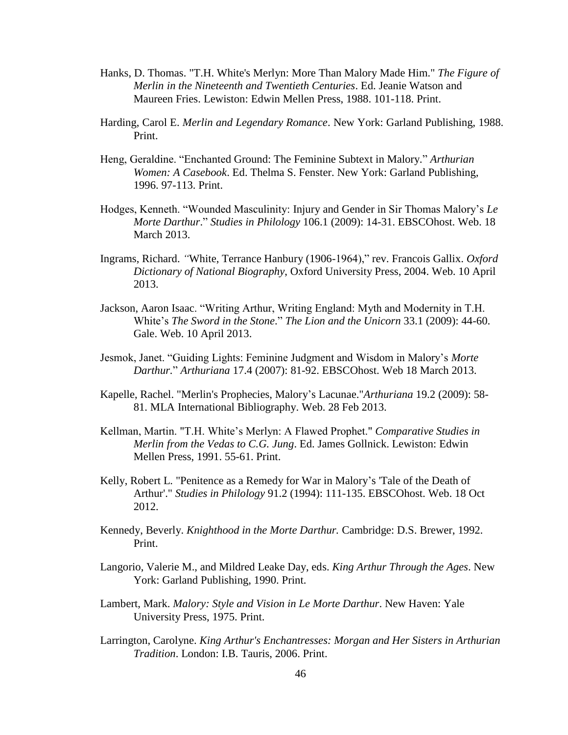Hanks, D. Thomas. "T.H. White's Merlyn: More Than Malory Made Him." *The Figure of Merlin in the Nineteenth and Twentieth Centuries*. Ed. Jeanie Watson and Maureen Fries. Lewiston: Edwin Mellen Press, 1988. 101-118. Print.

Harding, Carol E. *Merlin and Legendary Romance*. New York: Garland Publishing, 1988. Print.

Heng, Geraldine. "Enchanted Ground: The Feminine Subtext in Malory." *Arthurian Women: A Casebook*. Ed. Thelma S. Fenster. New York: Garland Publishing, 1996. 97-113. Print.

Hodges, Kenneth. "Wounded Masculinity: Injury and Gender in Sir Thomas Malory's *Le Morte Darthur*." *Studies in Philology* 106.1 (2009): 14-31. EBSCOhost. Web. 18 March 2013.

Ingrams, Richard. "White, Terrance Hanbury (1906-1964)," rev. Francois Gallix. *Oxford Dictionary of National Biography*, Oxford University Press, 2004. Web. 10 April 2013.

Jackson, Aaron Isaac. "Writing Arthur, Writing England: Myth and Modernity in T.H. White's *The Sword in the Stone*." *The Lion and the Unicorn* 33.1 (2009): 44-60. Gale. Web. 10 April 2013.

Jesmok, Janet. "Guiding Lights: Feminine Judgment and Wisdom in Malory's *Morte Darthur*." *Arthuriana* 17.4 (2007): 81-92. EBSCOhost. Web 18 March 2013.

Kapelle, Rachel. "Merlin's Prophecies, Malory's Lacunae."*Arthuriana* 19.2 (2009): 58-81. MLA International Bibliography. Web. 28 Feb 2013.

Kellman, Martin. "T.H. White's Merlyn: A Flawed Prophet." *Comparative Studies in Merlin from the Vedas to C.G. Jung*. Ed. James Gollnick. Lewiston: Edwin Mellen Press, 1991. 55-61. Print.

Kelly, Robert L. "Penitence as a Remedy for War in Malory's 'Tale of the Death of Arthur'." *Studies in Philology* 91.2 (1994): 111-135. EBSCOhost. Web. 18 Oct 2012.

Kennedy, Beverly. *Knighthood in the Morte Darthur.* Cambridge: D.S. Brewer, 1992. Print.

Langorio, Valerie M., and Mildred Leake Day, eds. *King Arthur Through the Ages*. New York: Garland Publishing, 1990. Print.

Lambert, Mark. *Malory: Style and Vision in Le Morte Darthur*. New Haven: Yale University Press, 1975. Print.

Larrington, Carolyne. *King Arthur's Enchantresses: Morgan and Her Sisters in Arthurian Tradition*. London: I.B. Tauris, 2006. Print.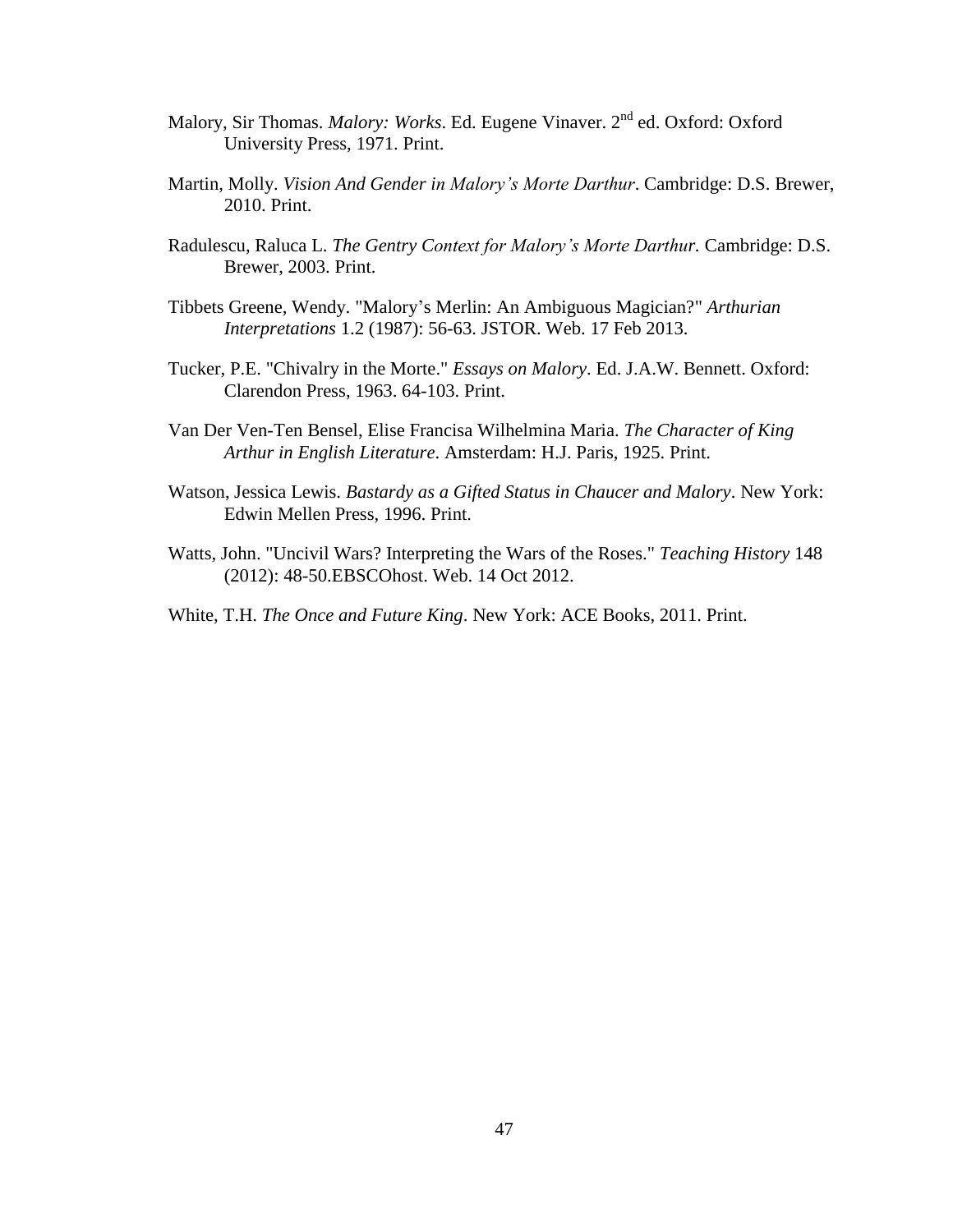Malory, Sir Thomas. *Malory: Works*. Ed. Eugene Vinaver. 2nd ed. Oxford: Oxford University Press, 1971. Print.

Martin, Molly. *Vision And Gender in Malory's Morte Darthur*. Cambridge: D.S. Brewer, 2010. Print.

Radulescu, Raluca L. *The Gentry Context for Malory's Morte Darthur.* Cambridge: D.S. Brewer, 2003. Print.

Tibbets Greene, Wendy. "Malory's Merlin: An Ambiguous Magician?" *Arthurian Interpretations* 1.2 (1987): 56-63. JSTOR. Web. 17 Feb 2013.

Tucker, P.E. "Chivalry in the Morte." *Essays on Malory*. Ed. J.A.W. Bennett. Oxford: Clarendon Press, 1963. 64-103. Print.

Van Der Ven-Ten Bensel, Elise Francisa Wilhelmina Maria. *The Character of King Arthur in English Literature*. Amsterdam: H.J. Paris, 1925. Print.

Watson, Jessica Lewis. *Bastardy as a Gifted Status in Chaucer and Malory*. New York: Edwin Mellen Press, 1996. Print.

Watts, John. "Uncivil Wars? Interpreting the Wars of the Roses." *Teaching History* 148 (2012): 48-50.EBSCOhost. Web. 14 Oct 2012.

White, T.H. *The Once and Future King*. New York: ACE Books, 2011. Print.